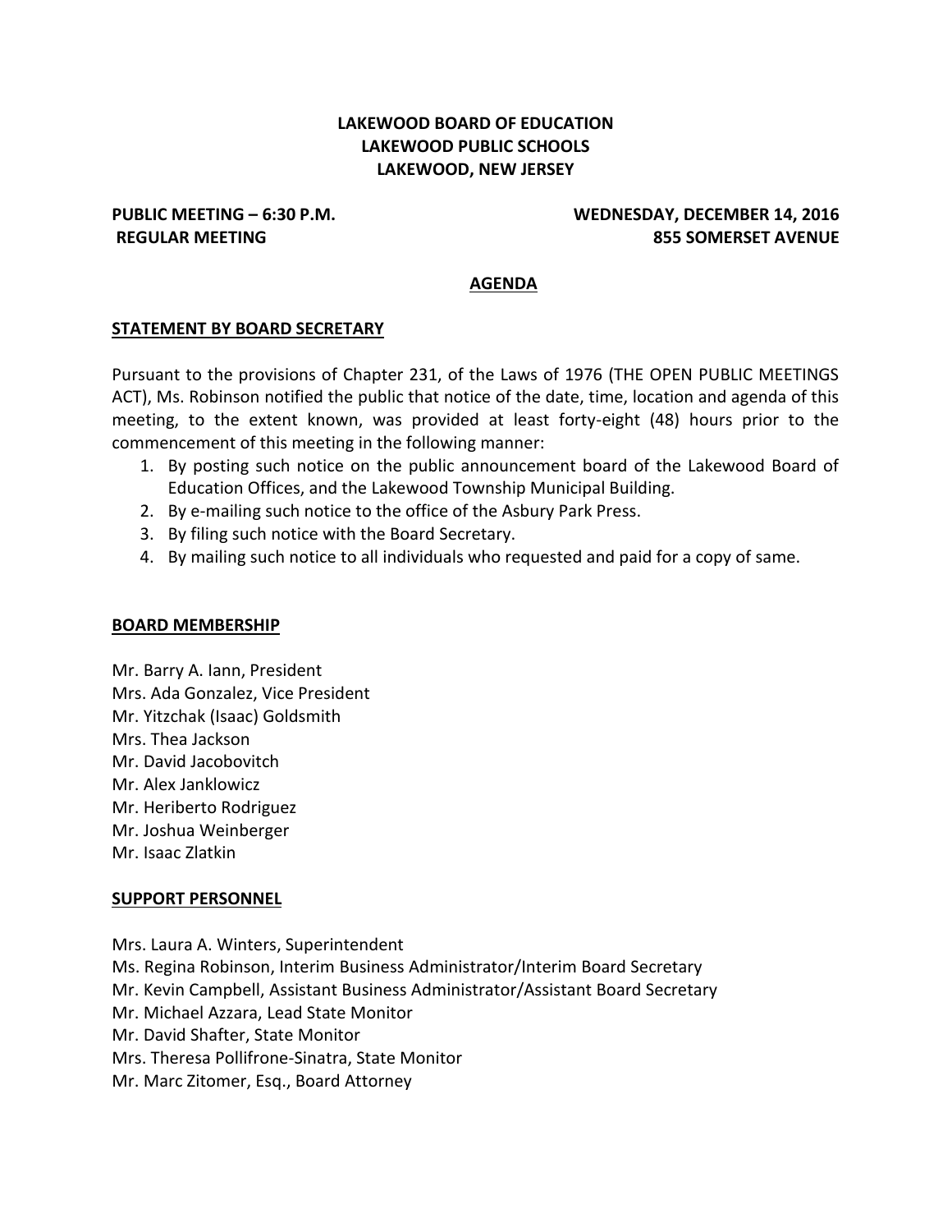# LAKEWOOD BOARD OF EDUCATION
# LAKEWOOD PUBLIC SCHOOLS
# LAKEWOOD, NEW JERSEY

**PUBLIC MEETING – 6:30 P.M.** **WEDNESDAY, DECEMBER 14, 2016**
**REGULAR MEETING** **855 SOMERSET AVENUE**

## AGENDA

### STATEMENT BY BOARD SECRETARY

Pursuant to the provisions of Chapter 231, of the Laws of 1976 (THE OPEN PUBLIC MEETINGS ACT), Ms. Robinson notified the public that notice of the date, time, location and agenda of this meeting, to the extent known, was provided at least forty-eight (48) hours prior to the commencement of this meeting in the following manner:

1. By posting such notice on the public announcement board of the Lakewood Board of Education Offices, and the Lakewood Township Municipal Building.
2. By e-mailing such notice to the office of the Asbury Park Press.
3. By filing such notice with the Board Secretary.
4. By mailing such notice to all individuals who requested and paid for a copy of same.

### BOARD MEMBERSHIP

Mr. Barry A. Iann, President
Mrs. Ada Gonzalez, Vice President
Mr. Yitzchak (Isaac) Goldsmith
Mrs. Thea Jackson
Mr. David Jacobovitch
Mr. Alex Janklowicz
Mr. Heriberto Rodriguez
Mr. Joshua Weinberger
Mr. Isaac Zlatkin

### SUPPORT PERSONNEL

Mrs. Laura A. Winters, Superintendent
Ms. Regina Robinson, Interim Business Administrator/Interim Board Secretary
Mr. Kevin Campbell, Assistant Business Administrator/Assistant Board Secretary
Mr. Michael Azzara, Lead State Monitor
Mr. David Shafter, State Monitor
Mrs. Theresa Pollifrone-Sinatra, State Monitor
Mr. Marc Zitomer, Esq., Board Attorney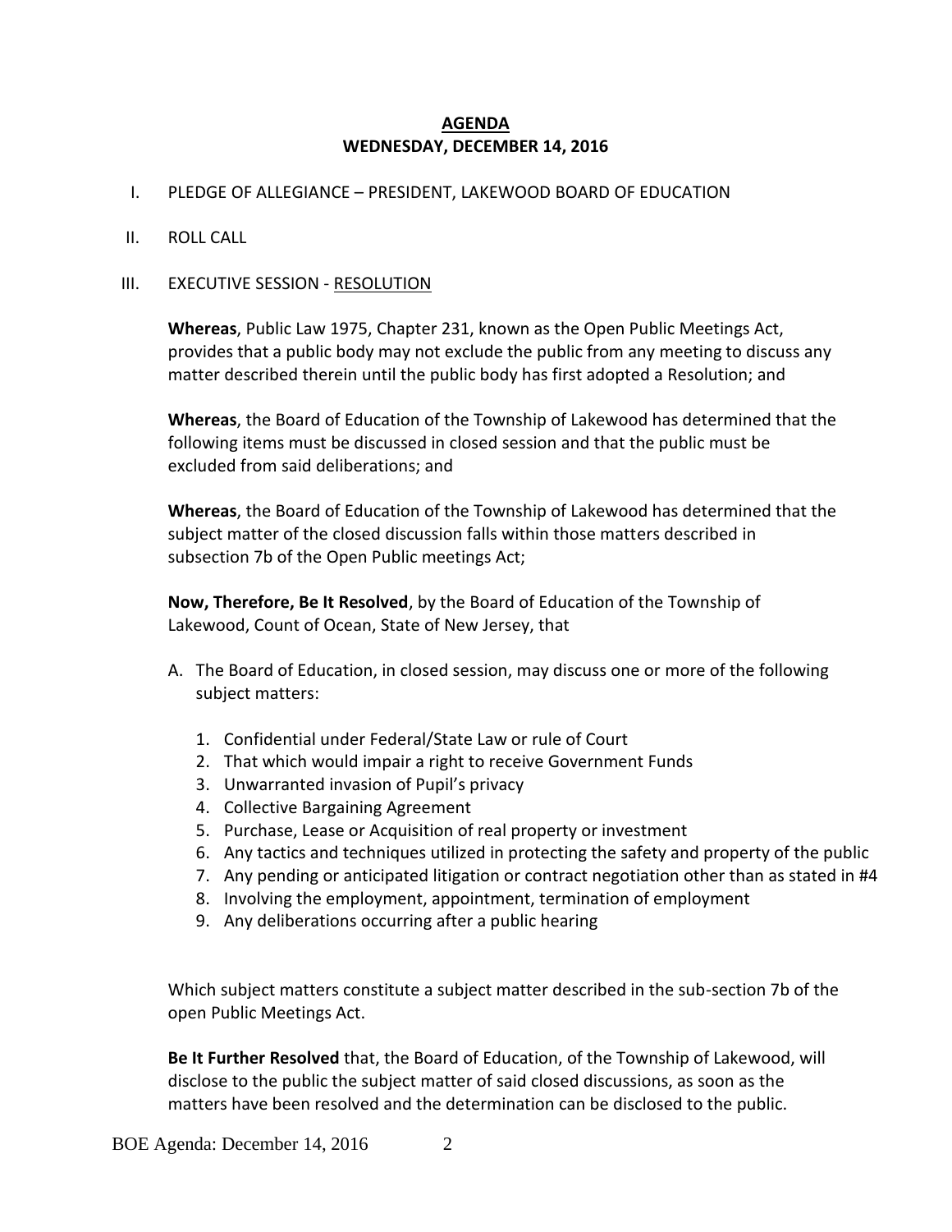# AGENDA
## WEDNESDAY, DECEMBER 14, 2016

I. PLEDGE OF ALLEGIANCE – PRESIDENT, LAKEWOOD BOARD OF EDUCATION

II. ROLL CALL

III. EXECUTIVE SESSION - RESOLUTION

**Whereas**, Public Law 1975, Chapter 231, known as the Open Public Meetings Act, provides that a public body may not exclude the public from any meeting to discuss any matter described therein until the public body has first adopted a Resolution; and

**Whereas**, the Board of Education of the Township of Lakewood has determined that the following items must be discussed in closed session and that the public must be excluded from said deliberations; and

**Whereas**, the Board of Education of the Township of Lakewood has determined that the subject matter of the closed discussion falls within those matters described in subsection 7b of the Open Public meetings Act;

**Now, Therefore, Be It Resolved**, by the Board of Education of the Township of Lakewood, Count of Ocean, State of New Jersey, that

A. The Board of Education, in closed session, may discuss one or more of the following subject matters:

1. Confidential under Federal/State Law or rule of Court
2. That which would impair a right to receive Government Funds
3. Unwarranted invasion of Pupil's privacy
4. Collective Bargaining Agreement
5. Purchase, Lease or Acquisition of real property or investment
6. Any tactics and techniques utilized in protecting the safety and property of the public
7. Any pending or anticipated litigation or contract negotiation other than as stated in #4
8. Involving the employment, appointment, termination of employment
9. Any deliberations occurring after a public hearing

Which subject matters constitute a subject matter described in the sub-section 7b of the open Public Meetings Act.

**Be It Further Resolved** that, the Board of Education, of the Township of Lakewood, will disclose to the public the subject matter of said closed discussions, as soon as the matters have been resolved and the determination can be disclosed to the public.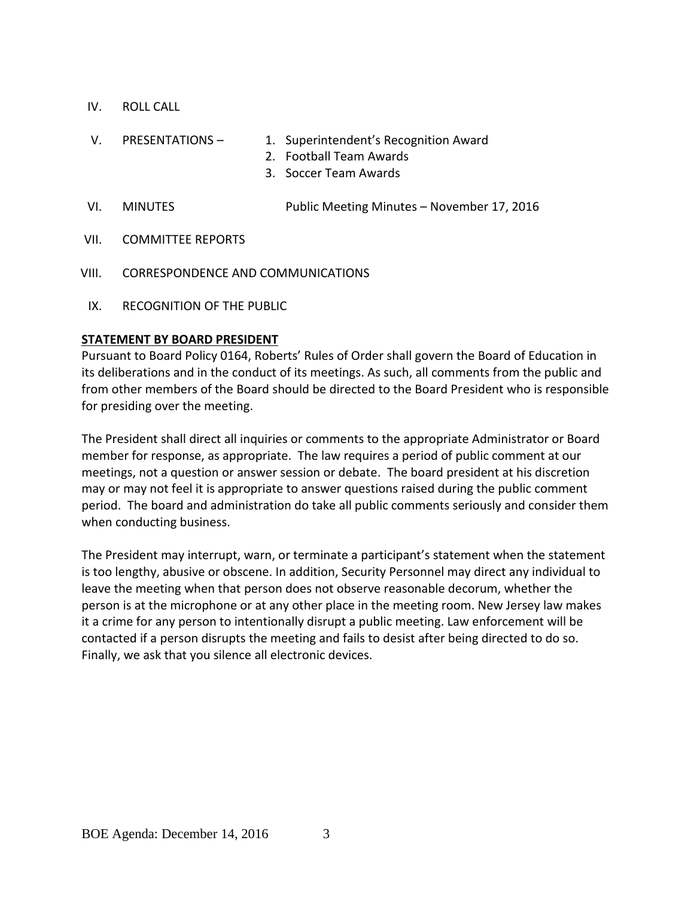IV. ROLL CALL

V. PRESENTATIONS –
1. Superintendent's Recognition Award
2. Football Team Awards
3. Soccer Team Awards

VI. MINUTES Public Meeting Minutes – November 17, 2016

VII. COMMITTEE REPORTS

VIII. CORRESPONDENCE AND COMMUNICATIONS

IX. RECOGNITION OF THE PUBLIC

**STATEMENT BY BOARD PRESIDENT**

Pursuant to Board Policy 0164, Roberts' Rules of Order shall govern the Board of Education in its deliberations and in the conduct of its meetings. As such, all comments from the public and from other members of the Board should be directed to the Board President who is responsible for presiding over the meeting.

The President shall direct all inquiries or comments to the appropriate Administrator or Board member for response, as appropriate. The law requires a period of public comment at our meetings, not a question or answer session or debate. The board president at his discretion may or may not feel it is appropriate to answer questions raised during the public comment period. The board and administration do take all public comments seriously and consider them when conducting business.

The President may interrupt, warn, or terminate a participant's statement when the statement is too lengthy, abusive or obscene. In addition, Security Personnel may direct any individual to leave the meeting when that person does not observe reasonable decorum, whether the person is at the microphone or at any other place in the meeting room. New Jersey law makes it a crime for any person to intentionally disrupt a public meeting. Law enforcement will be contacted if a person disrupts the meeting and fails to desist after being directed to do so. Finally, we ask that you silence all electronic devices.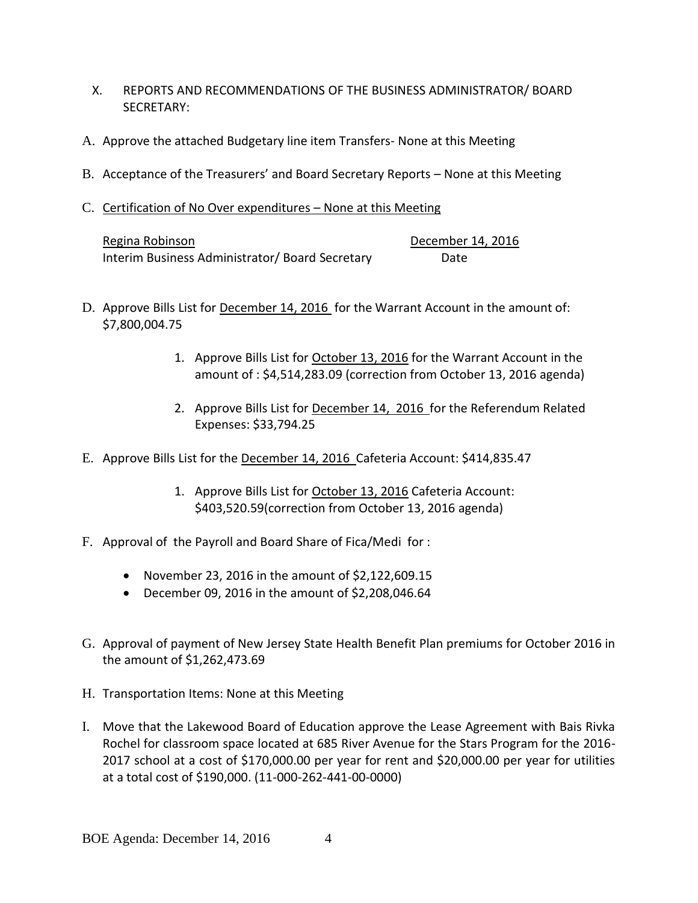X. REPORTS AND RECOMMENDATIONS OF THE BUSINESS ADMINISTRATOR/ BOARD SECRETARY:

A. Approve the attached Budgetary line item Transfers- None at this Meeting

B. Acceptance of the Treasurers' and Board Secretary Reports – None at this Meeting

C. Certification of No Over expenditures – None at this Meeting

Regina Robinson — December 14, 2016
Interim Business Administrator/ Board Secretary — Date

D. Approve Bills List for December 14, 2016 for the Warrant Account in the amount of: $7,800,004.75

   1. Approve Bills List for October 13, 2016 for the Warrant Account in the amount of : $4,514,283.09 (correction from October 13, 2016 agenda)

   2. Approve Bills List for December 14, 2016 for the Referendum Related Expenses: $33,794.25

E. Approve Bills List for the December 14, 2016 Cafeteria Account: $414,835.47

   1. Approve Bills List for October 13, 2016 Cafeteria Account: $403,520.59(correction from October 13, 2016 agenda)

F. Approval of the Payroll and Board Share of Fica/Medi for :

   - November 23, 2016 in the amount of $2,122,609.15
   - December 09, 2016 in the amount of $2,208,046.64

G. Approval of payment of New Jersey State Health Benefit Plan premiums for October 2016 in the amount of $1,262,473.69

H. Transportation Items: None at this Meeting

I. Move that the Lakewood Board of Education approve the Lease Agreement with Bais Rivka Rochel for classroom space located at 685 River Avenue for the Stars Program for the 2016-2017 school at a cost of $170,000.00 per year for rent and $20,000.00 per year for utilities at a total cost of $190,000. (11-000-262-441-00-0000)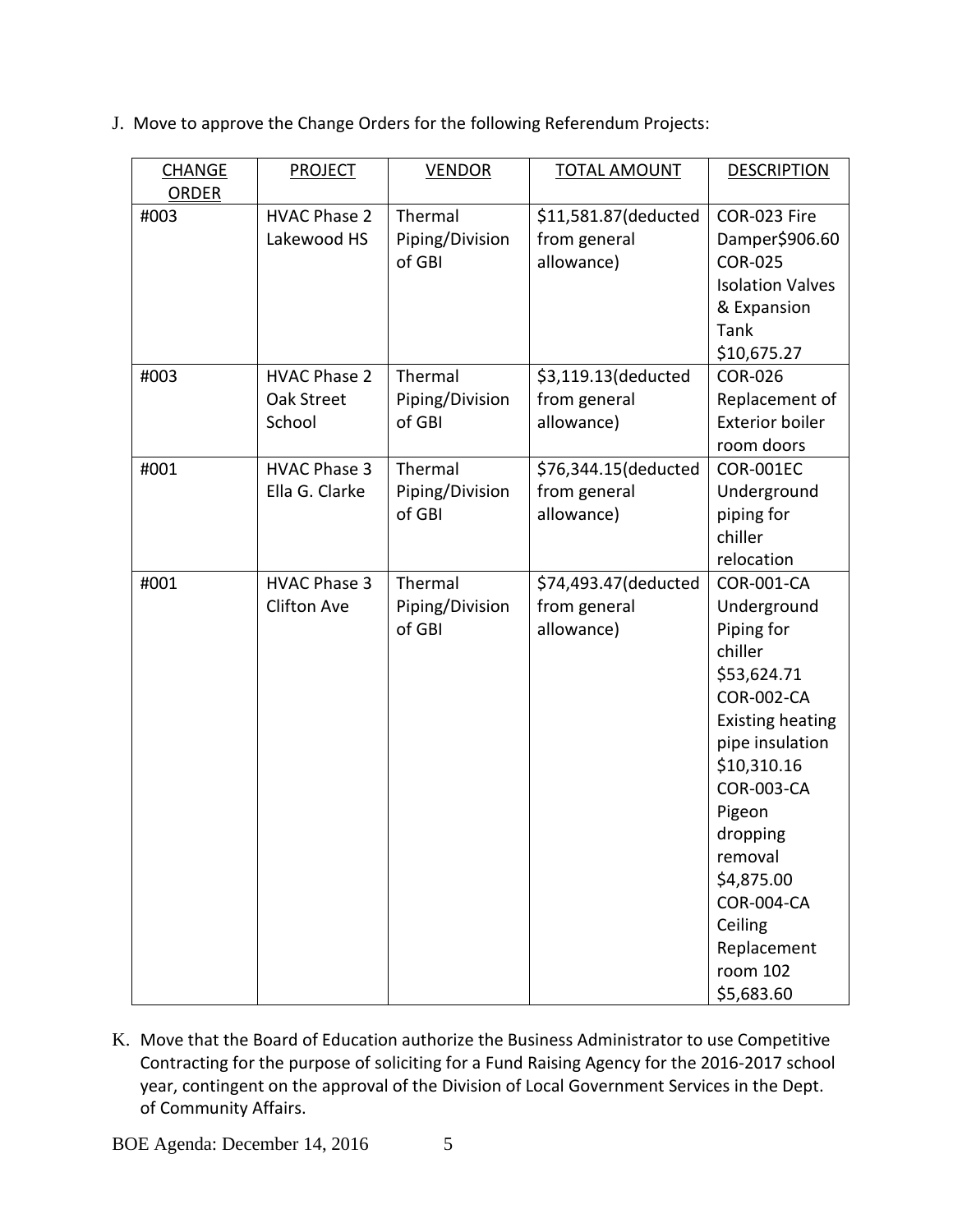J. Move to approve the Change Orders for the following Referendum Projects:

| CHANGE ORDER | PROJECT | VENDOR | TOTAL AMOUNT | DESCRIPTION |
|---|---|---|---|---|
| #003 | HVAC Phase 2 Lakewood HS | Thermal Piping/Division of GBI | $11,581.87(deducted from general allowance) | COR-023 Fire Damper$906.60 COR-025 Isolation Valves & Expansion Tank $10,675.27 |
| #003 | HVAC Phase 2 Oak Street School | Thermal Piping/Division of GBI | $3,119.13(deducted from general allowance) | COR-026 Replacement of Exterior boiler room doors |
| #001 | HVAC Phase 3 Ella G. Clarke | Thermal Piping/Division of GBI | $76,344.15(deducted from general allowance) | COR-001EC Underground piping for chiller relocation |
| #001 | HVAC Phase 3 Clifton Ave | Thermal Piping/Division of GBI | $74,493.47(deducted from general allowance) | COR-001-CA Underground Piping for chiller $53,624.71 COR-002-CA Existing heating pipe insulation $10,310.16 COR-003-CA Pigeon dropping removal $4,875.00 COR-004-CA Ceiling Replacement room 102 $5,683.60 |

K. Move that the Board of Education authorize the Business Administrator to use Competitive Contracting for the purpose of soliciting for a Fund Raising Agency for the 2016-2017 school year, contingent on the approval of the Division of Local Government Services in the Dept. of Community Affairs.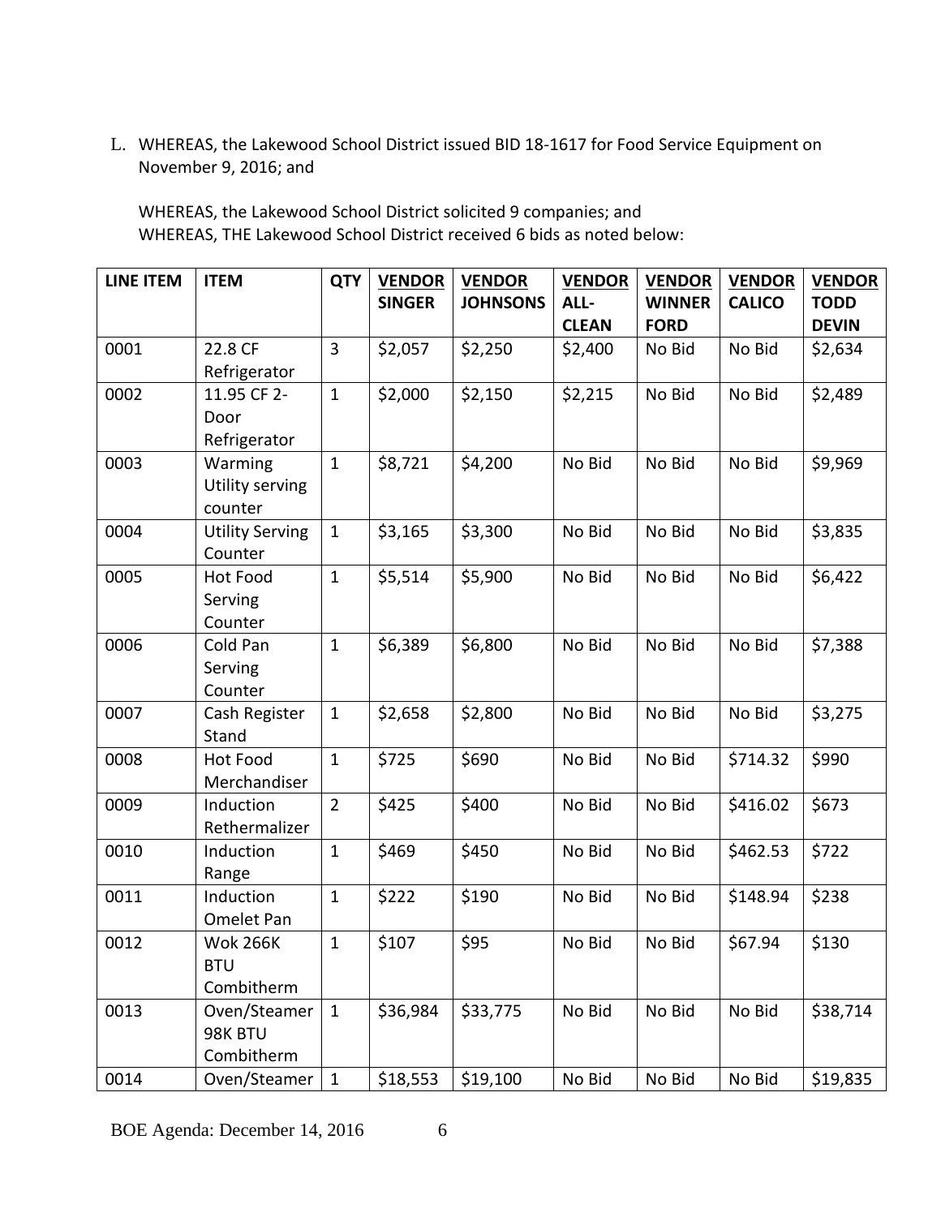L. WHEREAS, the Lakewood School District issued BID 18-1617 for Food Service Equipment on November 9, 2016; and

WHEREAS, the Lakewood School District solicited 9 companies; and
WHEREAS, THE Lakewood School District received 6 bids as noted below:

| LINE ITEM | ITEM | QTY | VENDOR SINGER | VENDOR JOHNSONS | VENDOR ALL-CLEAN | VENDOR WINNER FORD | VENDOR CALICO | VENDOR TODD DEVIN |
|---|---|---|---|---|---|---|---|---|
| 0001 | 22.8 CF Refrigerator | 3 | $2,057 | $2,250 | $2,400 | No Bid | No Bid | $2,634 |
| 0002 | 11.95 CF 2-Door Refrigerator | 1 | $2,000 | $2,150 | $2,215 | No Bid | No Bid | $2,489 |
| 0003 | Warming Utility serving counter | 1 | $8,721 | $4,200 | No Bid | No Bid | No Bid | $9,969 |
| 0004 | Utility Serving Counter | 1 | $3,165 | $3,300 | No Bid | No Bid | No Bid | $3,835 |
| 0005 | Hot Food Serving Counter | 1 | $5,514 | $5,900 | No Bid | No Bid | No Bid | $6,422 |
| 0006 | Cold Pan Serving Counter | 1 | $6,389 | $6,800 | No Bid | No Bid | No Bid | $7,388 |
| 0007 | Cash Register Stand | 1 | $2,658 | $2,800 | No Bid | No Bid | No Bid | $3,275 |
| 0008 | Hot Food Merchandiser | 1 | $725 | $690 | No Bid | No Bid | $714.32 | $990 |
| 0009 | Induction Rethermalizer | 2 | $425 | $400 | No Bid | No Bid | $416.02 | $673 |
| 0010 | Induction Range | 1 | $469 | $450 | No Bid | No Bid | $462.53 | $722 |
| 0011 | Induction Omelet Pan | 1 | $222 | $190 | No Bid | No Bid | $148.94 | $238 |
| 0012 | Wok 266K BTU Combitherm | 1 | $107 | $95 | No Bid | No Bid | $67.94 | $130 |
| 0013 | Oven/Steamer 98K BTU Combitherm | 1 | $36,984 | $33,775 | No Bid | No Bid | No Bid | $38,714 |
| 0014 | Oven/Steamer | 1 | $18,553 | $19,100 | No Bid | No Bid | No Bid | $19,835 |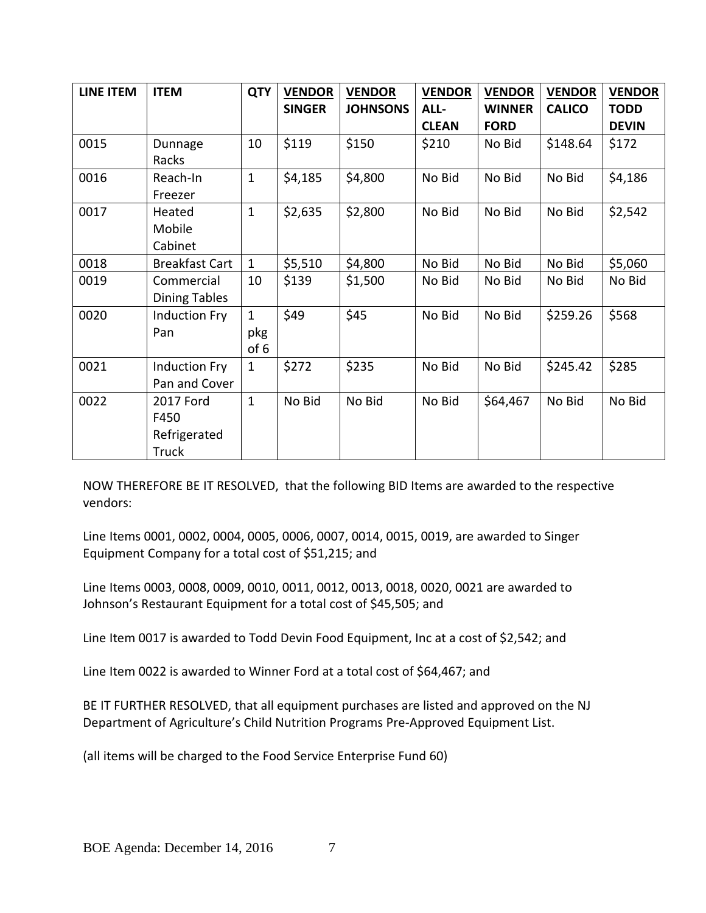| LINE ITEM | ITEM | QTY | VENDOR SINGER | VENDOR JOHNSONS | VENDOR ALL-CLEAN | VENDOR WINNER FORD | VENDOR CALICO | VENDOR TODD DEVIN |
|---|---|---|---|---|---|---|---|---|
| 0015 | Dunnage Racks | 10 | $119 | $150 | $210 | No Bid | $148.64 | $172 |
| 0016 | Reach-In Freezer | 1 | $4,185 | $4,800 | No Bid | No Bid | No Bid | $4,186 |
| 0017 | Heated Mobile Cabinet | 1 | $2,635 | $2,800 | No Bid | No Bid | No Bid | $2,542 |
| 0018 | Breakfast Cart | 1 | $5,510 | $4,800 | No Bid | No Bid | No Bid | $5,060 |
| 0019 | Commercial Dining Tables | 10 | $139 | $1,500 | No Bid | No Bid | No Bid | No Bid |
| 0020 | Induction Fry Pan | 1 pkg of 6 | $49 | $45 | No Bid | No Bid | $259.26 | $568 |
| 0021 | Induction Fry Pan and Cover | 1 | $272 | $235 | No Bid | No Bid | $245.42 | $285 |
| 0022 | 2017 Ford F450 Refrigerated Truck | 1 | No Bid | No Bid | No Bid | $64,467 | No Bid | No Bid |

NOW THEREFORE BE IT RESOLVED, that the following BID Items are awarded to the respective vendors:

Line Items 0001, 0002, 0004, 0005, 0006, 0007, 0014, 0015, 0019, are awarded to Singer Equipment Company for a total cost of $51,215; and

Line Items 0003, 0008, 0009, 0010, 0011, 0012, 0013, 0018, 0020, 0021 are awarded to Johnson's Restaurant Equipment for a total cost of $45,505; and

Line Item 0017 is awarded to Todd Devin Food Equipment, Inc at a cost of $2,542; and

Line Item 0022 is awarded to Winner Ford at a total cost of $64,467; and

BE IT FURTHER RESOLVED, that all equipment purchases are listed and approved on the NJ Department of Agriculture's Child Nutrition Programs Pre-Approved Equipment List.

(all items will be charged to the Food Service Enterprise Fund 60)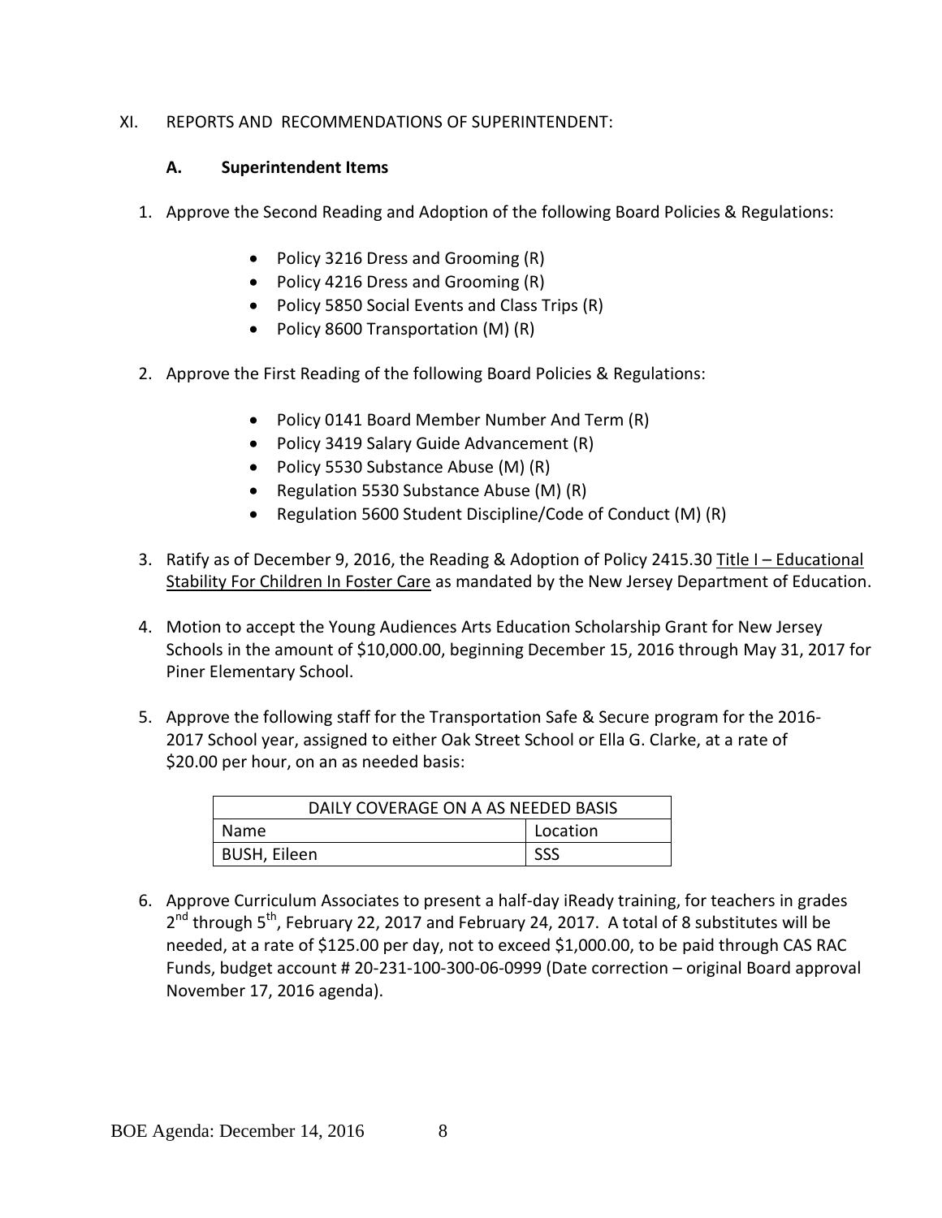XI. REPORTS AND RECOMMENDATIONS OF SUPERINTENDENT:

**A. Superintendent Items**

1. Approve the Second Reading and Adoption of the following Board Policies & Regulations:

   - Policy 3216 Dress and Grooming (R)
   - Policy 4216 Dress and Grooming (R)
   - Policy 5850 Social Events and Class Trips (R)
   - Policy 8600 Transportation (M) (R)

2. Approve the First Reading of the following Board Policies & Regulations:

   - Policy 0141 Board Member Number And Term (R)
   - Policy 3419 Salary Guide Advancement (R)
   - Policy 5530 Substance Abuse (M) (R)
   - Regulation 5530 Substance Abuse (M) (R)
   - Regulation 5600 Student Discipline/Code of Conduct (M) (R)

3. Ratify as of December 9, 2016, the Reading & Adoption of Policy 2415.30 Title I – Educational Stability For Children In Foster Care as mandated by the New Jersey Department of Education.

4. Motion to accept the Young Audiences Arts Education Scholarship Grant for New Jersey Schools in the amount of $10,000.00, beginning December 15, 2016 through May 31, 2017 for Piner Elementary School.

5. Approve the following staff for the Transportation Safe & Secure program for the 2016-2017 School year, assigned to either Oak Street School or Ella G. Clarke, at a rate of $20.00 per hour, on an as needed basis:

| DAILY COVERAGE ON A AS NEEDED BASIS | |
|---|---|
| Name | Location |
| BUSH, Eileen | SSS |

6. Approve Curriculum Associates to present a half-day iReady training, for teachers in grades 2nd through 5th, February 22, 2017 and February 24, 2017. A total of 8 substitutes will be needed, at a rate of $125.00 per day, not to exceed $1,000.00, to be paid through CAS RAC Funds, budget account # 20-231-100-300-06-0999 (Date correction – original Board approval November 17, 2016 agenda).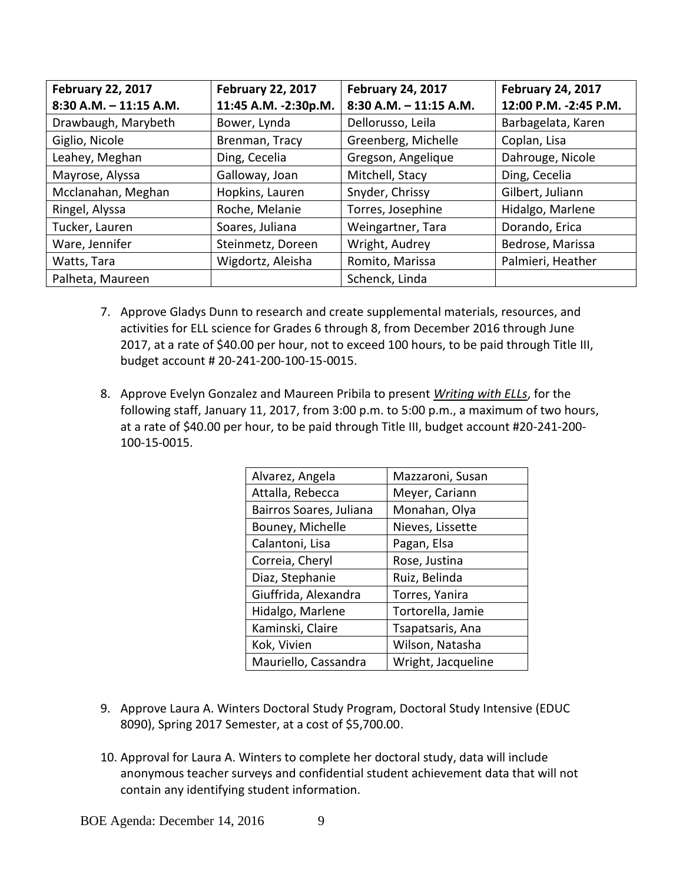| February 22, 2017<br>8:30 A.M. – 11:15 A.M. | February 22, 2017<br>11:45 A.M. -2:30p.M. | February 24, 2017<br>8:30 A.M. – 11:15 A.M. | February 24, 2017<br>12:00 P.M. -2:45 P.M. |
|---|---|---|---|
| Drawbaugh, Marybeth | Bower, Lynda | Dellorusso, Leila | Barbagelata, Karen |
| Giglio, Nicole | Brenman, Tracy | Greenberg, Michelle | Coplan, Lisa |
| Leahey, Meghan | Ding, Cecelia | Gregson, Angelique | Dahrouge, Nicole |
| Mayrose, Alyssa | Galloway, Joan | Mitchell, Stacy | Ding, Cecelia |
| Mcclanahan, Meghan | Hopkins, Lauren | Snyder, Chrissy | Gilbert, Juliann |
| Ringel, Alyssa | Roche, Melanie | Torres, Josephine | Hidalgo, Marlene |
| Tucker, Lauren | Soares, Juliana | Weingartner, Tara | Dorando, Erica |
| Ware, Jennifer | Steinmetz, Doreen | Wright, Audrey | Bedrose, Marissa |
| Watts, Tara | Wigdortz, Aleisha | Romito, Marissa | Palmieri, Heather |
| Palheta, Maureen | | Schenck, Linda | |

7. Approve Gladys Dunn to research and create supplemental materials, resources, and activities for ELL science for Grades 6 through 8, from December 2016 through June 2017, at a rate of $40.00 per hour, not to exceed 100 hours, to be paid through Title III, budget account # 20-241-200-100-15-0015.

8. Approve Evelyn Gonzalez and Maureen Pribila to present *Writing with ELLs*, for the following staff, January 11, 2017, from 3:00 p.m. to 5:00 p.m., a maximum of two hours, at a rate of $40.00 per hour, to be paid through Title III, budget account #20-241-200-100-15-0015.

| | |
|---|---|
| Alvarez, Angela | Mazzaroni, Susan |
| Attalla, Rebecca | Meyer, Cariann |
| Bairros Soares, Juliana | Monahan, Olya |
| Bouney, Michelle | Nieves, Lissette |
| Calantoni, Lisa | Pagan, Elsa |
| Correia, Cheryl | Rose, Justina |
| Diaz, Stephanie | Ruiz, Belinda |
| Giuffrida, Alexandra | Torres, Yanira |
| Hidalgo, Marlene | Tortorella, Jamie |
| Kaminski, Claire | Tsapatsaris, Ana |
| Kok, Vivien | Wilson, Natasha |
| Mauriello, Cassandra | Wright, Jacqueline |

9. Approve Laura A. Winters Doctoral Study Program, Doctoral Study Intensive (EDUC 8090), Spring 2017 Semester, at a cost of $5,700.00.

10. Approval for Laura A. Winters to complete her doctoral study, data will include anonymous teacher surveys and confidential student achievement data that will not contain any identifying student information.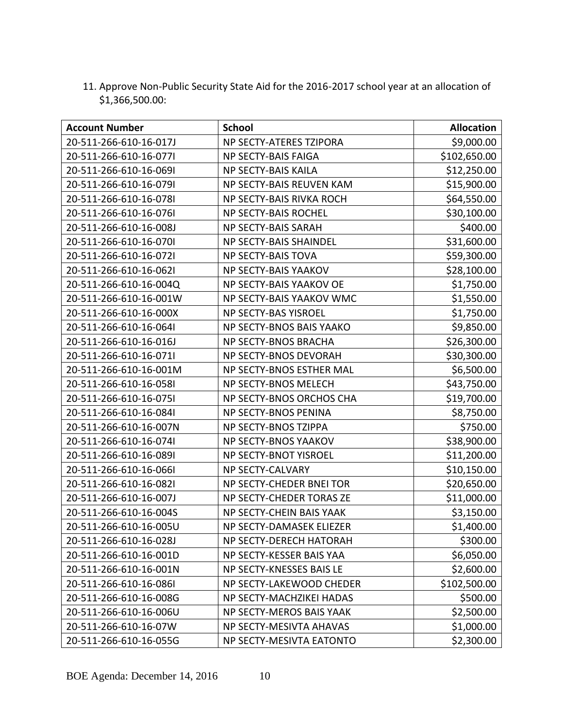11. Approve Non-Public Security State Aid for the 2016-2017 school year at an allocation of $1,366,500.00:

| Account Number | School | Allocation |
|---|---|---:|
| 20-511-266-610-16-017J | NP SECTY-ATERES TZIPORA | $9,000.00 |
| 20-511-266-610-16-077I | NP SECTY-BAIS FAIGA | $102,650.00 |
| 20-511-266-610-16-069I | NP SECTY-BAIS KAILA | $12,250.00 |
| 20-511-266-610-16-079I | NP SECTY-BAIS REUVEN KAM | $15,900.00 |
| 20-511-266-610-16-078I | NP SECTY-BAIS RIVKA ROCH | $64,550.00 |
| 20-511-266-610-16-076I | NP SECTY-BAIS ROCHEL | $30,100.00 |
| 20-511-266-610-16-008J | NP SECTY-BAIS SARAH | $400.00 |
| 20-511-266-610-16-070I | NP SECTY-BAIS SHAINDEL | $31,600.00 |
| 20-511-266-610-16-072I | NP SECTY-BAIS TOVA | $59,300.00 |
| 20-511-266-610-16-062I | NP SECTY-BAIS YAAKOV | $28,100.00 |
| 20-511-266-610-16-004Q | NP SECTY-BAIS YAAKOV OE | $1,750.00 |
| 20-511-266-610-16-001W | NP SECTY-BAIS YAAKOV WMC | $1,550.00 |
| 20-511-266-610-16-000X | NP SECTY-BAS YISROEL | $1,750.00 |
| 20-511-266-610-16-064I | NP SECTY-BNOS BAIS YAAKO | $9,850.00 |
| 20-511-266-610-16-016J | NP SECTY-BNOS BRACHA | $26,300.00 |
| 20-511-266-610-16-071I | NP SECTY-BNOS DEVORAH | $30,300.00 |
| 20-511-266-610-16-001M | NP SECTY-BNOS ESTHER MAL | $6,500.00 |
| 20-511-266-610-16-058I | NP SECTY-BNOS MELECH | $43,750.00 |
| 20-511-266-610-16-075I | NP SECTY-BNOS ORCHOS CHA | $19,700.00 |
| 20-511-266-610-16-084I | NP SECTY-BNOS PENINA | $8,750.00 |
| 20-511-266-610-16-007N | NP SECTY-BNOS TZIPPA | $750.00 |
| 20-511-266-610-16-074I | NP SECTY-BNOS YAAKOV | $38,900.00 |
| 20-511-266-610-16-089I | NP SECTY-BNOT YISROEL | $11,200.00 |
| 20-511-266-610-16-066I | NP SECTY-CALVARY | $10,150.00 |
| 20-511-266-610-16-082I | NP SECTY-CHEDER BNEI TOR | $20,650.00 |
| 20-511-266-610-16-007J | NP SECTY-CHEDER TORAS ZE | $11,000.00 |
| 20-511-266-610-16-004S | NP SECTY-CHEIN BAIS YAAK | $3,150.00 |
| 20-511-266-610-16-005U | NP SECTY-DAMASEK ELIEZER | $1,400.00 |
| 20-511-266-610-16-028J | NP SECTY-DERECH HATORAH | $300.00 |
| 20-511-266-610-16-001D | NP SECTY-KESSER BAIS YAA | $6,050.00 |
| 20-511-266-610-16-001N | NP SECTY-KNESSES BAIS LE | $2,600.00 |
| 20-511-266-610-16-086I | NP SECTY-LAKEWOOD CHEDER | $102,500.00 |
| 20-511-266-610-16-008G | NP SECTY-MACHZIKEI HADAS | $500.00 |
| 20-511-266-610-16-006U | NP SECTY-MEROS BAIS YAAK | $2,500.00 |
| 20-511-266-610-16-07W | NP SECTY-MESIVTA AHAVAS | $1,000.00 |
| 20-511-266-610-16-055G | NP SECTY-MESIVTA EATONTO | $2,300.00 |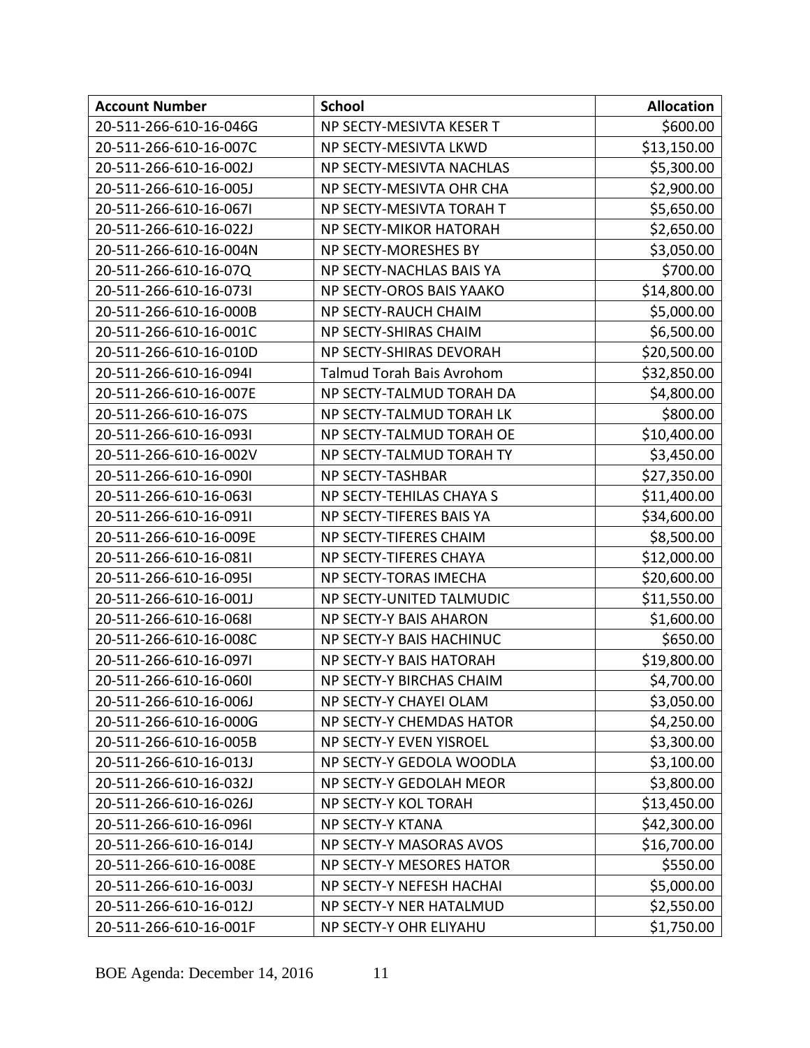| Account Number | School | Allocation |
|---|---|---:|
| 20-511-266-610-16-046G | NP SECTY-MESIVTA KESER T | $600.00 |
| 20-511-266-610-16-007C | NP SECTY-MESIVTA LKWD | $13,150.00 |
| 20-511-266-610-16-002J | NP SECTY-MESIVTA NACHLAS | $5,300.00 |
| 20-511-266-610-16-005J | NP SECTY-MESIVTA OHR CHA | $2,900.00 |
| 20-511-266-610-16-067I | NP SECTY-MESIVTA TORAH T | $5,650.00 |
| 20-511-266-610-16-022J | NP SECTY-MIKOR HATORAH | $2,650.00 |
| 20-511-266-610-16-004N | NP SECTY-MORESHES BY | $3,050.00 |
| 20-511-266-610-16-07Q | NP SECTY-NACHLAS BAIS YA | $700.00 |
| 20-511-266-610-16-073I | NP SECTY-OROS BAIS YAAKO | $14,800.00 |
| 20-511-266-610-16-000B | NP SECTY-RAUCH CHAIM | $5,000.00 |
| 20-511-266-610-16-001C | NP SECTY-SHIRAS CHAIM | $6,500.00 |
| 20-511-266-610-16-010D | NP SECTY-SHIRAS DEVORAH | $20,500.00 |
| 20-511-266-610-16-094I | Talmud Torah Bais Avrohom | $32,850.00 |
| 20-511-266-610-16-007E | NP SECTY-TALMUD TORAH DA | $4,800.00 |
| 20-511-266-610-16-07S | NP SECTY-TALMUD TORAH LK | $800.00 |
| 20-511-266-610-16-093I | NP SECTY-TALMUD TORAH OE | $10,400.00 |
| 20-511-266-610-16-002V | NP SECTY-TALMUD TORAH TY | $3,450.00 |
| 20-511-266-610-16-090I | NP SECTY-TASHBAR | $27,350.00 |
| 20-511-266-610-16-063I | NP SECTY-TEHILAS CHAYA S | $11,400.00 |
| 20-511-266-610-16-091I | NP SECTY-TIFERES BAIS YA | $34,600.00 |
| 20-511-266-610-16-009E | NP SECTY-TIFERES CHAIM | $8,500.00 |
| 20-511-266-610-16-081I | NP SECTY-TIFERES CHAYA | $12,000.00 |
| 20-511-266-610-16-095I | NP SECTY-TORAS IMECHA | $20,600.00 |
| 20-511-266-610-16-001J | NP SECTY-UNITED TALMUDIC | $11,550.00 |
| 20-511-266-610-16-068I | NP SECTY-Y BAIS AHARON | $1,600.00 |
| 20-511-266-610-16-008C | NP SECTY-Y BAIS HACHINUC | $650.00 |
| 20-511-266-610-16-097I | NP SECTY-Y BAIS HATORAH | $19,800.00 |
| 20-511-266-610-16-060I | NP SECTY-Y BIRCHAS CHAIM | $4,700.00 |
| 20-511-266-610-16-006J | NP SECTY-Y CHAYEI OLAM | $3,050.00 |
| 20-511-266-610-16-000G | NP SECTY-Y CHEMDAS HATOR | $4,250.00 |
| 20-511-266-610-16-005B | NP SECTY-Y EVEN YISROEL | $3,300.00 |
| 20-511-266-610-16-013J | NP SECTY-Y GEDOLA WOODLA | $3,100.00 |
| 20-511-266-610-16-032J | NP SECTY-Y GEDOLAH MEOR | $3,800.00 |
| 20-511-266-610-16-026J | NP SECTY-Y KOL TORAH | $13,450.00 |
| 20-511-266-610-16-096I | NP SECTY-Y KTANA | $42,300.00 |
| 20-511-266-610-16-014J | NP SECTY-Y MASORAS AVOS | $16,700.00 |
| 20-511-266-610-16-008E | NP SECTY-Y MESORES HATOR | $550.00 |
| 20-511-266-610-16-003J | NP SECTY-Y NEFESH HACHAI | $5,000.00 |
| 20-511-266-610-16-012J | NP SECTY-Y NER HATALMUD | $2,550.00 |
| 20-511-266-610-16-001F | NP SECTY-Y OHR ELIYAHU | $1,750.00 |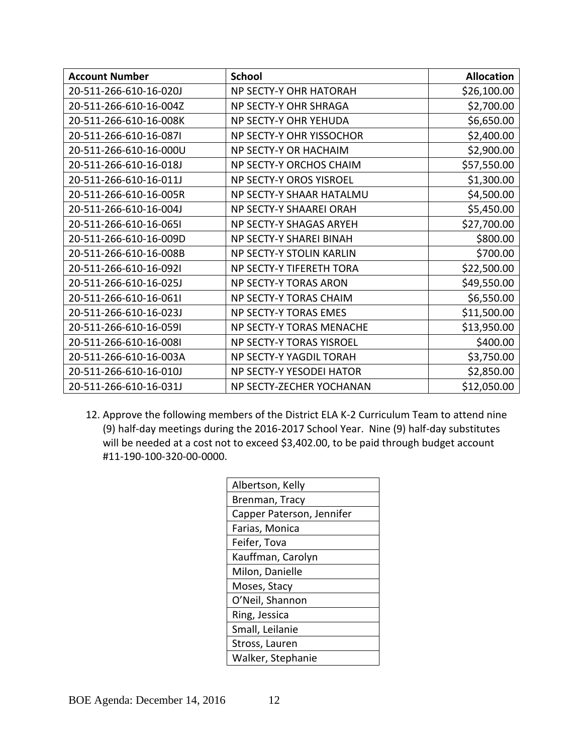| Account Number | School | Allocation |
|---|---|---|
| 20-511-266-610-16-020J | NP SECTY-Y OHR HATORAH | $26,100.00 |
| 20-511-266-610-16-004Z | NP SECTY-Y OHR SHRAGA | $2,700.00 |
| 20-511-266-610-16-008K | NP SECTY-Y OHR YEHUDA | $6,650.00 |
| 20-511-266-610-16-087I | NP SECTY-Y OHR YISSOCHOR | $2,400.00 |
| 20-511-266-610-16-000U | NP SECTY-Y OR HACHAIM | $2,900.00 |
| 20-511-266-610-16-018J | NP SECTY-Y ORCHOS CHAIM | $57,550.00 |
| 20-511-266-610-16-011J | NP SECTY-Y OROS YISROEL | $1,300.00 |
| 20-511-266-610-16-005R | NP SECTY-Y SHAAR HATALMU | $4,500.00 |
| 20-511-266-610-16-004J | NP SECTY-Y SHAAREI ORAH | $5,450.00 |
| 20-511-266-610-16-065I | NP SECTY-Y SHAGAS ARYEH | $27,700.00 |
| 20-511-266-610-16-009D | NP SECTY-Y SHAREI BINAH | $800.00 |
| 20-511-266-610-16-008B | NP SECTY-Y STOLIN KARLIN | $700.00 |
| 20-511-266-610-16-092I | NP SECTY-Y TIFERETH TORA | $22,500.00 |
| 20-511-266-610-16-025J | NP SECTY-Y TORAS ARON | $49,550.00 |
| 20-511-266-610-16-061I | NP SECTY-Y TORAS CHAIM | $6,550.00 |
| 20-511-266-610-16-023J | NP SECTY-Y TORAS EMES | $11,500.00 |
| 20-511-266-610-16-059I | NP SECTY-Y TORAS MENACHE | $13,950.00 |
| 20-511-266-610-16-008I | NP SECTY-Y TORAS YISROEL | $400.00 |
| 20-511-266-610-16-003A | NP SECTY-Y YAGDIL TORAH | $3,750.00 |
| 20-511-266-610-16-010J | NP SECTY-Y YESODEI HATOR | $2,850.00 |
| 20-511-266-610-16-031J | NP SECTY-ZECHER YOCHANAN | $12,050.00 |

12. Approve the following members of the District ELA K-2 Curriculum Team to attend nine (9) half-day meetings during the 2016-2017 School Year. Nine (9) half-day substitutes will be needed at a cost not to exceed $3,402.00, to be paid through budget account #11-190-100-320-00-0000.

| Name |
|---|
| Albertson, Kelly |
| Brenman, Tracy |
| Capper Paterson, Jennifer |
| Farias, Monica |
| Feifer, Tova |
| Kauffman, Carolyn |
| Milon, Danielle |
| Moses, Stacy |
| O'Neil, Shannon |
| Ring, Jessica |
| Small, Leilanie |
| Stross, Lauren |
| Walker, Stephanie |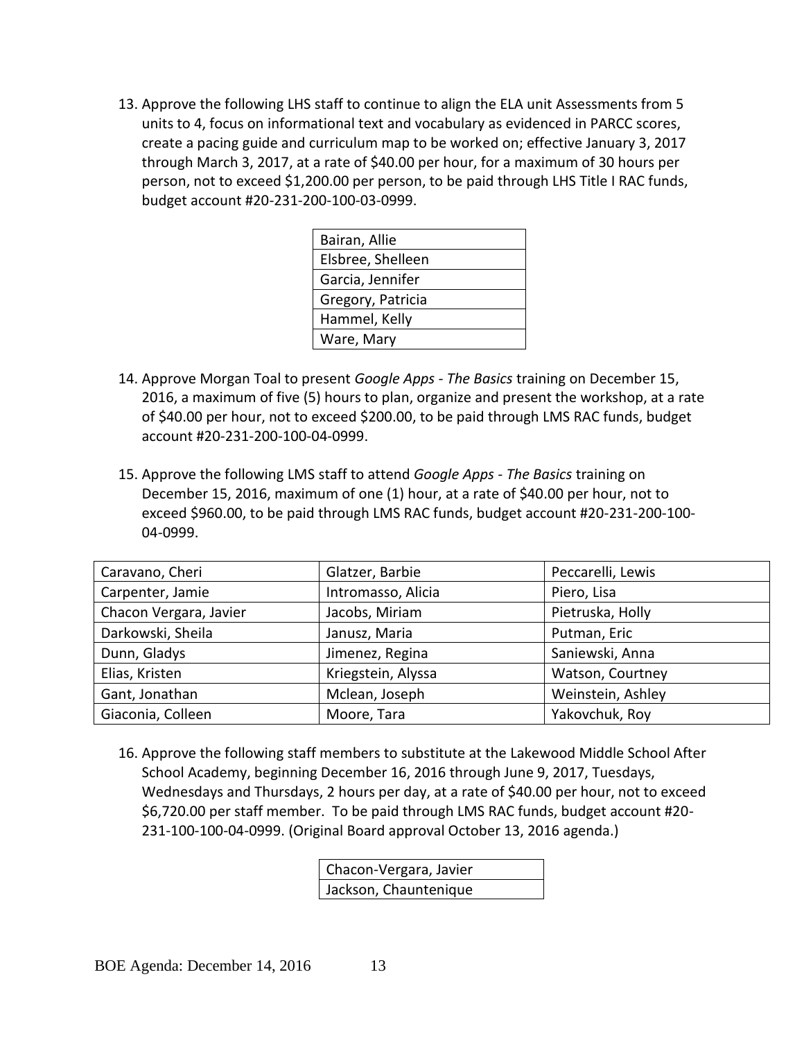13. Approve the following LHS staff to continue to align the ELA unit Assessments from 5 units to 4, focus on informational text and vocabulary as evidenced in PARCC scores, create a pacing guide and curriculum map to be worked on; effective January 3, 2017 through March 3, 2017, at a rate of $40.00 per hour, for a maximum of 30 hours per person, not to exceed $1,200.00 per person, to be paid through LHS Title I RAC funds, budget account #20-231-200-100-03-0999.

| Bairan, Allie |
|---|
| Elsbree, Shelleen |
| Garcia, Jennifer |
| Gregory, Patricia |
| Hammel, Kelly |
| Ware, Mary |

14. Approve Morgan Toal to present *Google Apps - The Basics* training on December 15, 2016, a maximum of five (5) hours to plan, organize and present the workshop, at a rate of $40.00 per hour, not to exceed $200.00, to be paid through LMS RAC funds, budget account #20-231-200-100-04-0999.

15. Approve the following LMS staff to attend *Google Apps - The Basics* training on December 15, 2016, maximum of one (1) hour, at a rate of $40.00 per hour, not to exceed $960.00, to be paid through LMS RAC funds, budget account #20-231-200-100-04-0999.

| Caravano, Cheri | Glatzer, Barbie | Peccarelli, Lewis |
|---|---|---|
| Carpenter, Jamie | Intromasso, Alicia | Piero, Lisa |
| Chacon Vergara, Javier | Jacobs, Miriam | Pietruska, Holly |
| Darkowski, Sheila | Janusz, Maria | Putman, Eric |
| Dunn, Gladys | Jimenez, Regina | Saniewski, Anna |
| Elias, Kristen | Kriegstein, Alyssa | Watson, Courtney |
| Gant, Jonathan | Mclean, Joseph | Weinstein, Ashley |
| Giaconia, Colleen | Moore, Tara | Yakovchuk, Roy |

16. Approve the following staff members to substitute at the Lakewood Middle School After School Academy, beginning December 16, 2016 through June 9, 2017, Tuesdays, Wednesdays and Thursdays, 2 hours per day, at a rate of $40.00 per hour, not to exceed $6,720.00 per staff member. To be paid through LMS RAC funds, budget account #20-231-100-100-04-0999. (Original Board approval October 13, 2016 agenda.)

| Chacon-Vergara, Javier |
|---|
| Jackson, Chauntenique |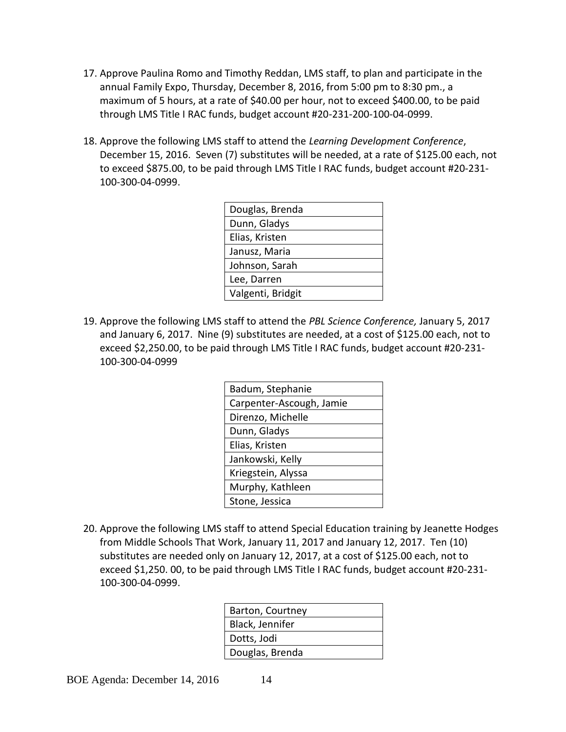17. Approve Paulina Romo and Timothy Reddan, LMS staff, to plan and participate in the annual Family Expo, Thursday, December 8, 2016, from 5:00 pm to 8:30 pm., a maximum of 5 hours, at a rate of $40.00 per hour, not to exceed $400.00, to be paid through LMS Title I RAC funds, budget account #20-231-200-100-04-0999.

18. Approve the following LMS staff to attend the *Learning Development Conference*, December 15, 2016. Seven (7) substitutes will be needed, at a rate of $125.00 each, not to exceed $875.00, to be paid through LMS Title I RAC funds, budget account #20-231-100-300-04-0999.

| |
|---|
| Douglas, Brenda |
| Dunn, Gladys |
| Elias, Kristen |
| Janusz, Maria |
| Johnson, Sarah |
| Lee, Darren |
| Valgenti, Bridgit |

19. Approve the following LMS staff to attend the *PBL Science Conference,* January 5, 2017 and January 6, 2017. Nine (9) substitutes are needed, at a cost of $125.00 each, not to exceed $2,250.00, to be paid through LMS Title I RAC funds, budget account #20-231-100-300-04-0999

| |
|---|
| Badum, Stephanie |
| Carpenter-Ascough, Jamie |
| Direnzo, Michelle |
| Dunn, Gladys |
| Elias, Kristen |
| Jankowski, Kelly |
| Kriegstein, Alyssa |
| Murphy, Kathleen |
| Stone, Jessica |

20. Approve the following LMS staff to attend Special Education training by Jeanette Hodges from Middle Schools That Work, January 11, 2017 and January 12, 2017. Ten (10) substitutes are needed only on January 12, 2017, at a cost of $125.00 each, not to exceed $1,250. 00, to be paid through LMS Title I RAC funds, budget account #20-231-100-300-04-0999.

| |
|---|
| Barton, Courtney |
| Black, Jennifer |
| Dotts, Jodi |
| Douglas, Brenda |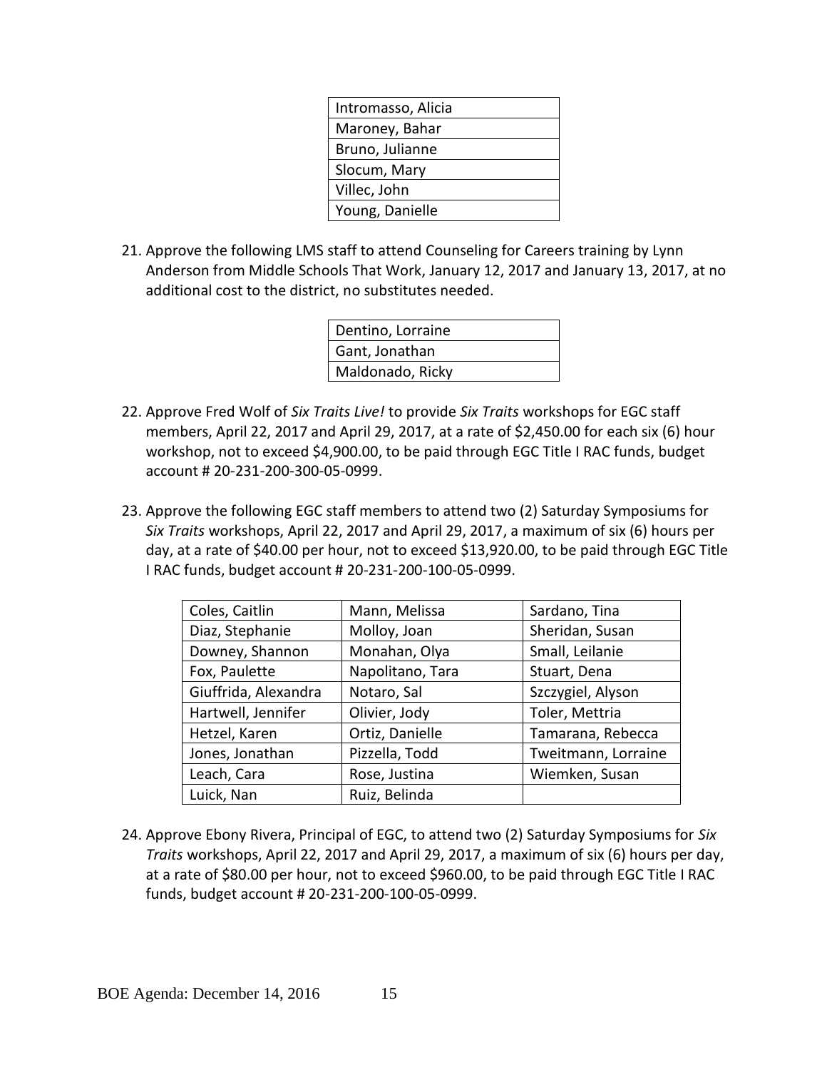| Intromasso, Alicia |
|---|
| Maroney, Bahar |
| Bruno, Julianne |
| Slocum, Mary |
| Villec, John |
| Young, Danielle |

21. Approve the following LMS staff to attend Counseling for Careers training by Lynn Anderson from Middle Schools That Work, January 12, 2017 and January 13, 2017, at no additional cost to the district, no substitutes needed.

| Dentino, Lorraine |
|---|
| Gant, Jonathan |
| Maldonado, Ricky |

22. Approve Fred Wolf of *Six Traits Live!* to provide *Six Traits* workshops for EGC staff members, April 22, 2017 and April 29, 2017, at a rate of $2,450.00 for each six (6) hour workshop, not to exceed $4,900.00, to be paid through EGC Title I RAC funds, budget account # 20-231-200-300-05-0999.

23. Approve the following EGC staff members to attend two (2) Saturday Symposiums for *Six Traits* workshops, April 22, 2017 and April 29, 2017, a maximum of six (6) hours per day, at a rate of $40.00 per hour, not to exceed $13,920.00, to be paid through EGC Title I RAC funds, budget account # 20-231-200-100-05-0999.

| Coles, Caitlin | Mann, Melissa | Sardano, Tina |
|---|---|---|
| Diaz, Stephanie | Molloy, Joan | Sheridan, Susan |
| Downey, Shannon | Monahan, Olya | Small, Leilanie |
| Fox, Paulette | Napolitano, Tara | Stuart, Dena |
| Giuffrida, Alexandra | Notaro, Sal | Szczygiel, Alyson |
| Hartwell, Jennifer | Olivier, Jody | Toler, Mettria |
| Hetzel, Karen | Ortiz, Danielle | Tamarana, Rebecca |
| Jones, Jonathan | Pizzella, Todd | Tweitmann, Lorraine |
| Leach, Cara | Rose, Justina | Wiemken, Susan |
| Luick, Nan | Ruiz, Belinda | |

24. Approve Ebony Rivera, Principal of EGC, to attend two (2) Saturday Symposiums for *Six Traits* workshops, April 22, 2017 and April 29, 2017, a maximum of six (6) hours per day, at a rate of $80.00 per hour, not to exceed $960.00, to be paid through EGC Title I RAC funds, budget account # 20-231-200-100-05-0999.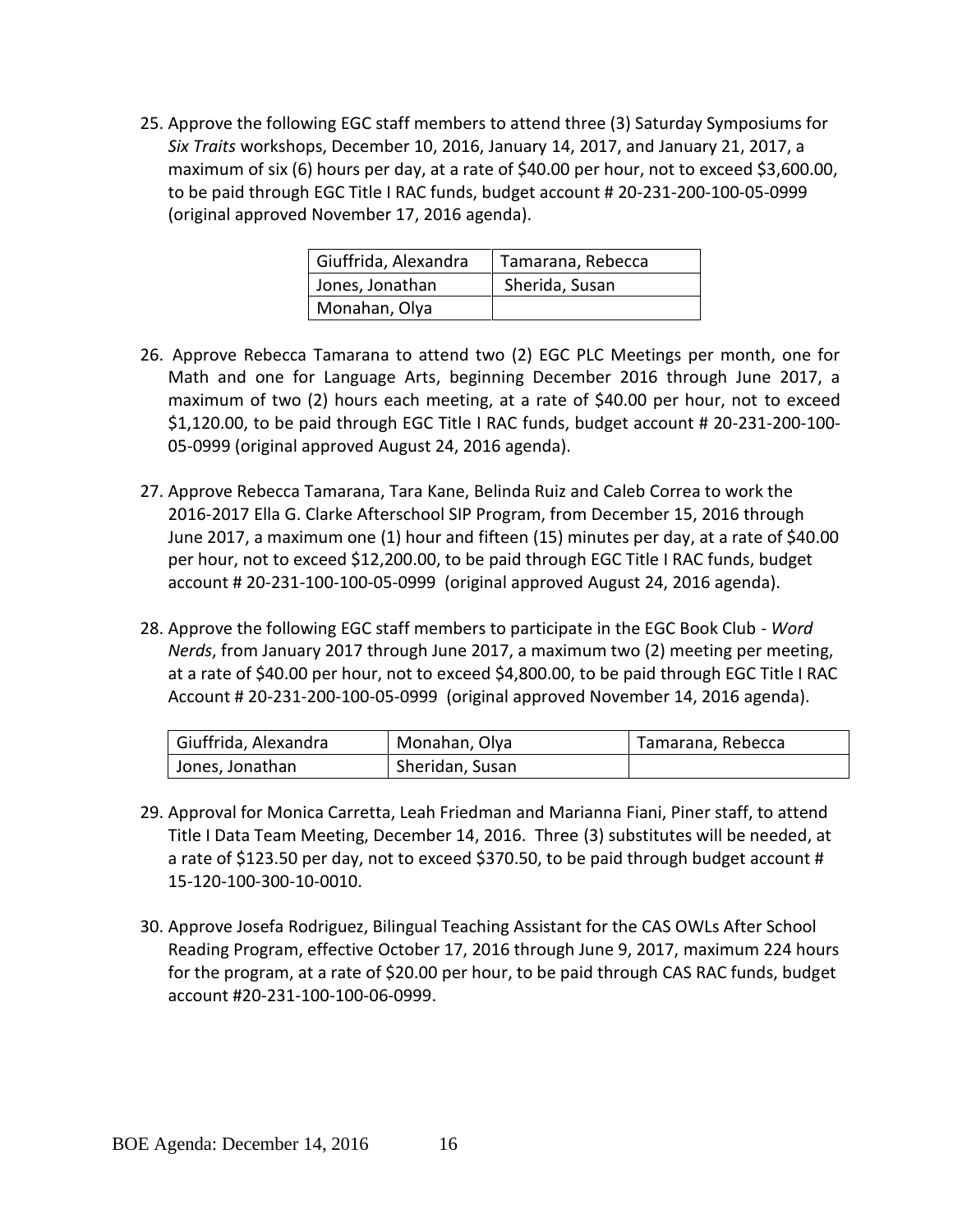25. Approve the following EGC staff members to attend three (3) Saturday Symposiums for *Six Traits* workshops, December 10, 2016, January 14, 2017, and January 21, 2017, a maximum of six (6) hours per day, at a rate of $40.00 per hour, not to exceed $3,600.00, to be paid through EGC Title I RAC funds, budget account # 20-231-200-100-05-0999 (original approved November 17, 2016 agenda).

| Giuffrida, Alexandra | Tamarana, Rebecca |
|---|---|
| Jones, Jonathan | Sherida, Susan |
| Monahan, Olya | |

26. Approve Rebecca Tamarana to attend two (2) EGC PLC Meetings per month, one for Math and one for Language Arts, beginning December 2016 through June 2017, a maximum of two (2) hours each meeting, at a rate of $40.00 per hour, not to exceed $1,120.00, to be paid through EGC Title I RAC funds, budget account # 20-231-200-100-05-0999 (original approved August 24, 2016 agenda).

27. Approve Rebecca Tamarana, Tara Kane, Belinda Ruiz and Caleb Correa to work the 2016-2017 Ella G. Clarke Afterschool SIP Program, from December 15, 2016 through June 2017, a maximum one (1) hour and fifteen (15) minutes per day, at a rate of $40.00 per hour, not to exceed $12,200.00, to be paid through EGC Title I RAC funds, budget account # 20-231-100-100-05-0999 (original approved August 24, 2016 agenda).

28. Approve the following EGC staff members to participate in the EGC Book Club - *Word Nerds*, from January 2017 through June 2017, a maximum two (2) meeting per meeting, at a rate of $40.00 per hour, not to exceed $4,800.00, to be paid through EGC Title I RAC Account # 20-231-200-100-05-0999 (original approved November 14, 2016 agenda).

| Giuffrida, Alexandra | Monahan, Olya | Tamarana, Rebecca |
|---|---|---|
| Jones, Jonathan | Sheridan, Susan | |

29. Approval for Monica Carretta, Leah Friedman and Marianna Fiani, Piner staff, to attend Title I Data Team Meeting, December 14, 2016. Three (3) substitutes will be needed, at a rate of $123.50 per day, not to exceed $370.50, to be paid through budget account # 15-120-100-300-10-0010.

30. Approve Josefa Rodriguez, Bilingual Teaching Assistant for the CAS OWLs After School Reading Program, effective October 17, 2016 through June 9, 2017, maximum 224 hours for the program, at a rate of $20.00 per hour, to be paid through CAS RAC funds, budget account #20-231-100-100-06-0999.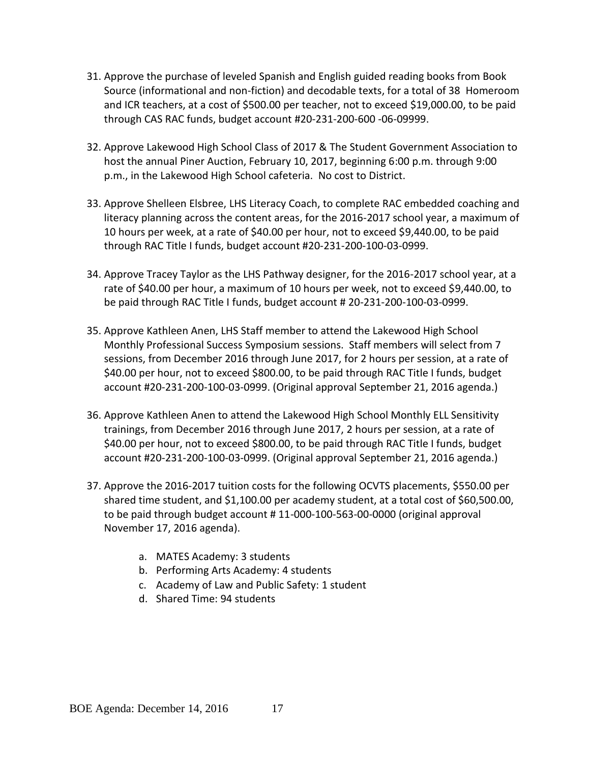31. Approve the purchase of leveled Spanish and English guided reading books from Book Source (informational and non-fiction) and decodable texts, for a total of 38 Homeroom and ICR teachers, at a cost of $500.00 per teacher, not to exceed $19,000.00, to be paid through CAS RAC funds, budget account #20-231-200-600 -06-09999.

32. Approve Lakewood High School Class of 2017 & The Student Government Association to host the annual Piner Auction, February 10, 2017, beginning 6:00 p.m. through 9:00 p.m., in the Lakewood High School cafeteria. No cost to District.

33. Approve Shelleen Elsbree, LHS Literacy Coach, to complete RAC embedded coaching and literacy planning across the content areas, for the 2016-2017 school year, a maximum of 10 hours per week, at a rate of $40.00 per hour, not to exceed $9,440.00, to be paid through RAC Title I funds, budget account #20-231-200-100-03-0999.

34. Approve Tracey Taylor as the LHS Pathway designer, for the 2016-2017 school year, at a rate of $40.00 per hour, a maximum of 10 hours per week, not to exceed $9,440.00, to be paid through RAC Title I funds, budget account # 20-231-200-100-03-0999.

35. Approve Kathleen Anen, LHS Staff member to attend the Lakewood High School Monthly Professional Success Symposium sessions. Staff members will select from 7 sessions, from December 2016 through June 2017, for 2 hours per session, at a rate of $40.00 per hour, not to exceed $800.00, to be paid through RAC Title I funds, budget account #20-231-200-100-03-0999. (Original approval September 21, 2016 agenda.)

36. Approve Kathleen Anen to attend the Lakewood High School Monthly ELL Sensitivity trainings, from December 2016 through June 2017, 2 hours per session, at a rate of $40.00 per hour, not to exceed $800.00, to be paid through RAC Title I funds, budget account #20-231-200-100-03-0999. (Original approval September 21, 2016 agenda.)

37. Approve the 2016-2017 tuition costs for the following OCVTS placements, $550.00 per shared time student, and $1,100.00 per academy student, at a total cost of $60,500.00, to be paid through budget account # 11-000-100-563-00-0000 (original approval November 17, 2016 agenda).

    a. MATES Academy: 3 students
    b. Performing Arts Academy: 4 students
    c. Academy of Law and Public Safety: 1 student
    d. Shared Time: 94 students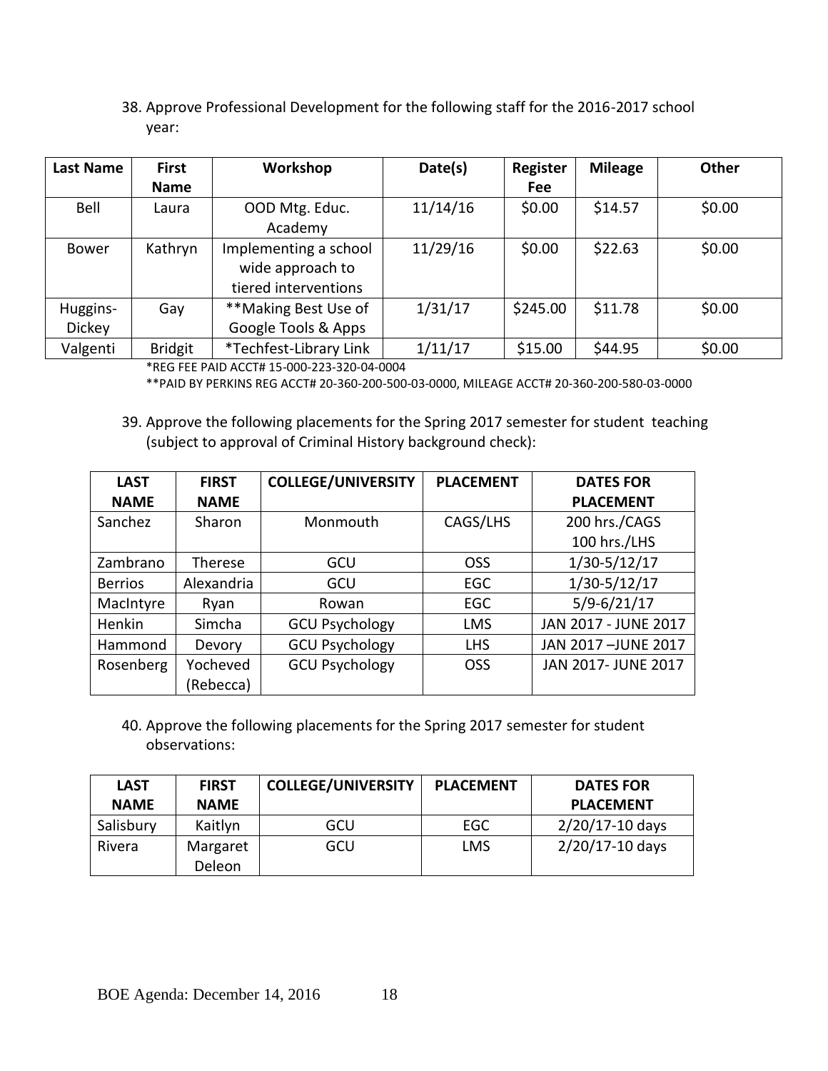38. Approve Professional Development for the following staff for the 2016-2017 school year:

| Last Name | First Name | Workshop | Date(s) | Register Fee | Mileage | Other |
|---|---|---|---|---|---|---|
| Bell | Laura | OOD Mtg. Educ. Academy | 11/14/16 | $0.00 | $14.57 | $0.00 |
| Bower | Kathryn | Implementing a school wide approach to tiered interventions | 11/29/16 | $0.00 | $22.63 | $0.00 |
| Huggins-Dickey | Gay | **Making Best Use of Google Tools & Apps | 1/31/17 | $245.00 | $11.78 | $0.00 |
| Valgenti | Bridgit | *Techfest-Library Link | 1/11/17 | $15.00 | $44.95 | $0.00 |

*REG FEE PAID ACCT# 15-000-223-320-04-0004

**PAID BY PERKINS REG ACCT# 20-360-200-500-03-0000, MILEAGE ACCT# 20-360-200-580-03-0000

39. Approve the following placements for the Spring 2017 semester for student teaching (subject to approval of Criminal History background check):

| LAST NAME | FIRST NAME | COLLEGE/UNIVERSITY | PLACEMENT | DATES FOR PLACEMENT |
|---|---|---|---|---|
| Sanchez | Sharon | Monmouth | CAGS/LHS | 200 hrs./CAGS 100 hrs./LHS |
| Zambrano | Therese | GCU | OSS | 1/30-5/12/17 |
| Berrios | Alexandria | GCU | EGC | 1/30-5/12/17 |
| MacIntyre | Ryan | Rowan | EGC | 5/9-6/21/17 |
| Henkin | Simcha | GCU Psychology | LMS | JAN 2017 - JUNE 2017 |
| Hammond | Devory | GCU Psychology | LHS | JAN 2017 –JUNE 2017 |
| Rosenberg | Yocheved (Rebecca) | GCU Psychology | OSS | JAN 2017- JUNE 2017 |

40. Approve the following placements for the Spring 2017 semester for student observations:

| LAST NAME | FIRST NAME | COLLEGE/UNIVERSITY | PLACEMENT | DATES FOR PLACEMENT |
|---|---|---|---|---|
| Salisbury | Kaitlyn | GCU | EGC | 2/20/17-10 days |
| Rivera | Margaret Deleon | GCU | LMS | 2/20/17-10 days |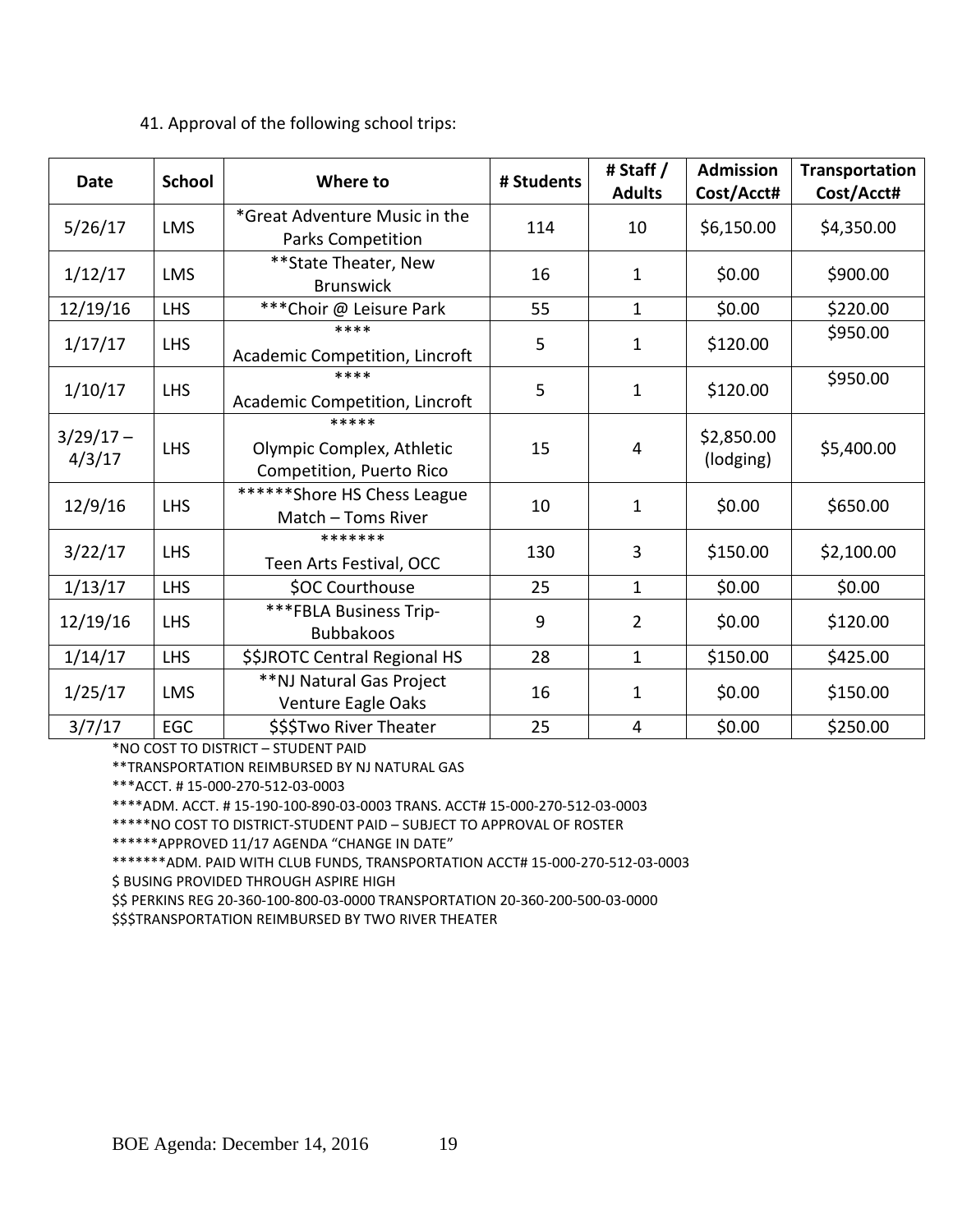41. Approval of the following school trips:

| Date | School | Where to | # Students | # Staff / Adults | Admission Cost/Acct# | Transportation Cost/Acct# |
|---|---|---|---|---|---|---|
| 5/26/17 | LMS | *Great Adventure Music in the Parks Competition | 114 | 10 | $6,150.00 | $4,350.00 |
| 1/12/17 | LMS | **State Theater, New Brunswick | 16 | 1 | $0.00 | $900.00 |
| 12/19/16 | LHS | ***Choir @ Leisure Park | 55 | 1 | $0.00 | $220.00 |
| 1/17/17 | LHS | **** Academic Competition, Lincroft | 5 | 1 | $120.00 | $950.00 |
| 1/10/17 | LHS | **** Academic Competition, Lincroft | 5 | 1 | $120.00 | $950.00 |
| 3/29/17 – 4/3/17 | LHS | ***** Olympic Complex, Athletic Competition, Puerto Rico | 15 | 4 | $2,850.00 (lodging) | $5,400.00 |
| 12/9/16 | LHS | ******Shore HS Chess League Match – Toms River | 10 | 1 | $0.00 | $650.00 |
| 3/22/17 | LHS | ******* Teen Arts Festival, OCC | 130 | 3 | $150.00 | $2,100.00 |
| 1/13/17 | LHS | $OC Courthouse | 25 | 1 | $0.00 | $0.00 |
| 12/19/16 | LHS | ***FBLA Business Trip- Bubbakoos | 9 | 2 | $0.00 | $120.00 |
| 1/14/17 | LHS | $$JROTC Central Regional HS | 28 | 1 | $150.00 | $425.00 |
| 1/25/17 | LMS | **NJ Natural Gas Project Venture Eagle Oaks | 16 | 1 | $0.00 | $150.00 |
| 3/7/17 | EGC | $$$Two River Theater | 25 | 4 | $0.00 | $250.00 |

*NO COST TO DISTRICT – STUDENT PAID

**TRANSPORTATION REIMBURSED BY NJ NATURAL GAS

***ACCT. # 15-000-270-512-03-0003

****ADM. ACCT. # 15-190-100-890-03-0003 TRANS. ACCT# 15-000-270-512-03-0003

*****NO COST TO DISTRICT-STUDENT PAID – SUBJECT TO APPROVAL OF ROSTER

******APPROVED 11/17 AGENDA "CHANGE IN DATE"

*******ADM. PAID WITH CLUB FUNDS, TRANSPORTATION ACCT# 15-000-270-512-03-0003

$ BUSING PROVIDED THROUGH ASPIRE HIGH

$$ PERKINS REG 20-360-100-800-03-0000 TRANSPORTATION 20-360-200-500-03-0000

$$$TRANSPORTATION REIMBURSED BY TWO RIVER THEATER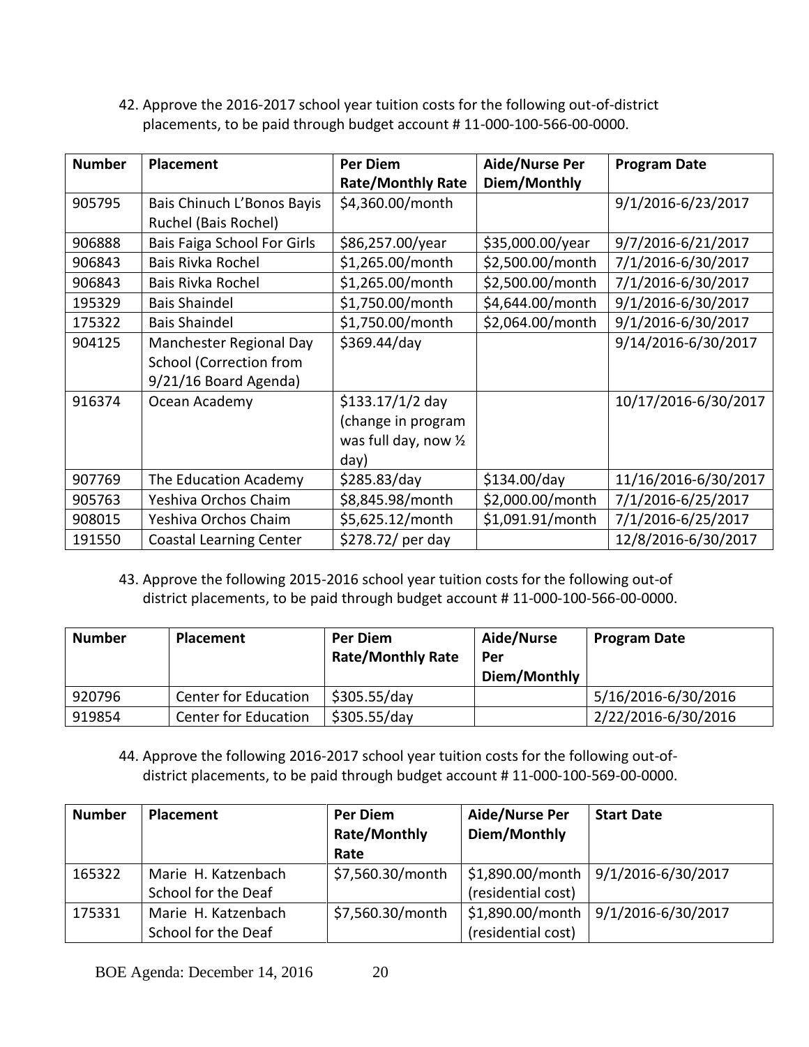42. Approve the 2016-2017 school year tuition costs for the following out-of-district placements, to be paid through budget account # 11-000-100-566-00-0000.

| Number | Placement | Per Diem Rate/Monthly Rate | Aide/Nurse Per Diem/Monthly | Program Date |
|---|---|---|---|---|
| 905795 | Bais Chinuch L'Bonos Bayis Ruchel (Bais Rochel) | \$4,360.00/month | | 9/1/2016-6/23/2017 |
| 906888 | Bais Faiga School For Girls | \$86,257.00/year | \$35,000.00/year | 9/7/2016-6/21/2017 |
| 906843 | Bais Rivka Rochel | \$1,265.00/month | \$2,500.00/month | 7/1/2016-6/30/2017 |
| 906843 | Bais Rivka Rochel | \$1,265.00/month | \$2,500.00/month | 7/1/2016-6/30/2017 |
| 195329 | Bais Shaindel | \$1,750.00/month | \$4,644.00/month | 9/1/2016-6/30/2017 |
| 175322 | Bais Shaindel | \$1,750.00/month | \$2,064.00/month | 9/1/2016-6/30/2017 |
| 904125 | Manchester Regional Day School (Correction from 9/21/16 Board Agenda) | \$369.44/day | | 9/14/2016-6/30/2017 |
| 916374 | Ocean Academy | \$133.17/1/2 day (change in program was full day, now ½ day) | | 10/17/2016-6/30/2017 |
| 907769 | The Education Academy | \$285.83/day | \$134.00/day | 11/16/2016-6/30/2017 |
| 905763 | Yeshiva Orchos Chaim | \$8,845.98/month | \$2,000.00/month | 7/1/2016-6/25/2017 |
| 908015 | Yeshiva Orchos Chaim | \$5,625.12/month | \$1,091.91/month | 7/1/2016-6/25/2017 |
| 191550 | Coastal Learning Center | \$278.72/ per day | | 12/8/2016-6/30/2017 |

43. Approve the following 2015-2016 school year tuition costs for the following out-of district placements, to be paid through budget account # 11-000-100-566-00-0000.

| Number | Placement | Per Diem Rate/Monthly Rate | Aide/Nurse Per Diem/Monthly | Program Date |
|---|---|---|---|---|
| 920796 | Center for Education | \$305.55/day | | 5/16/2016-6/30/2016 |
| 919854 | Center for Education | \$305.55/day | | 2/22/2016-6/30/2016 |

44. Approve the following 2016-2017 school year tuition costs for the following out-of-district placements, to be paid through budget account # 11-000-100-569-00-0000.

| Number | Placement | Per Diem Rate/Monthly Rate | Aide/Nurse Per Diem/Monthly | Start Date |
|---|---|---|---|---|
| 165322 | Marie H. Katzenbach School for the Deaf | \$7,560.30/month | \$1,890.00/month (residential cost) | 9/1/2016-6/30/2017 |
| 175331 | Marie H. Katzenbach School for the Deaf | \$7,560.30/month | \$1,890.00/month (residential cost) | 9/1/2016-6/30/2017 |

BOE Agenda: December 14, 2016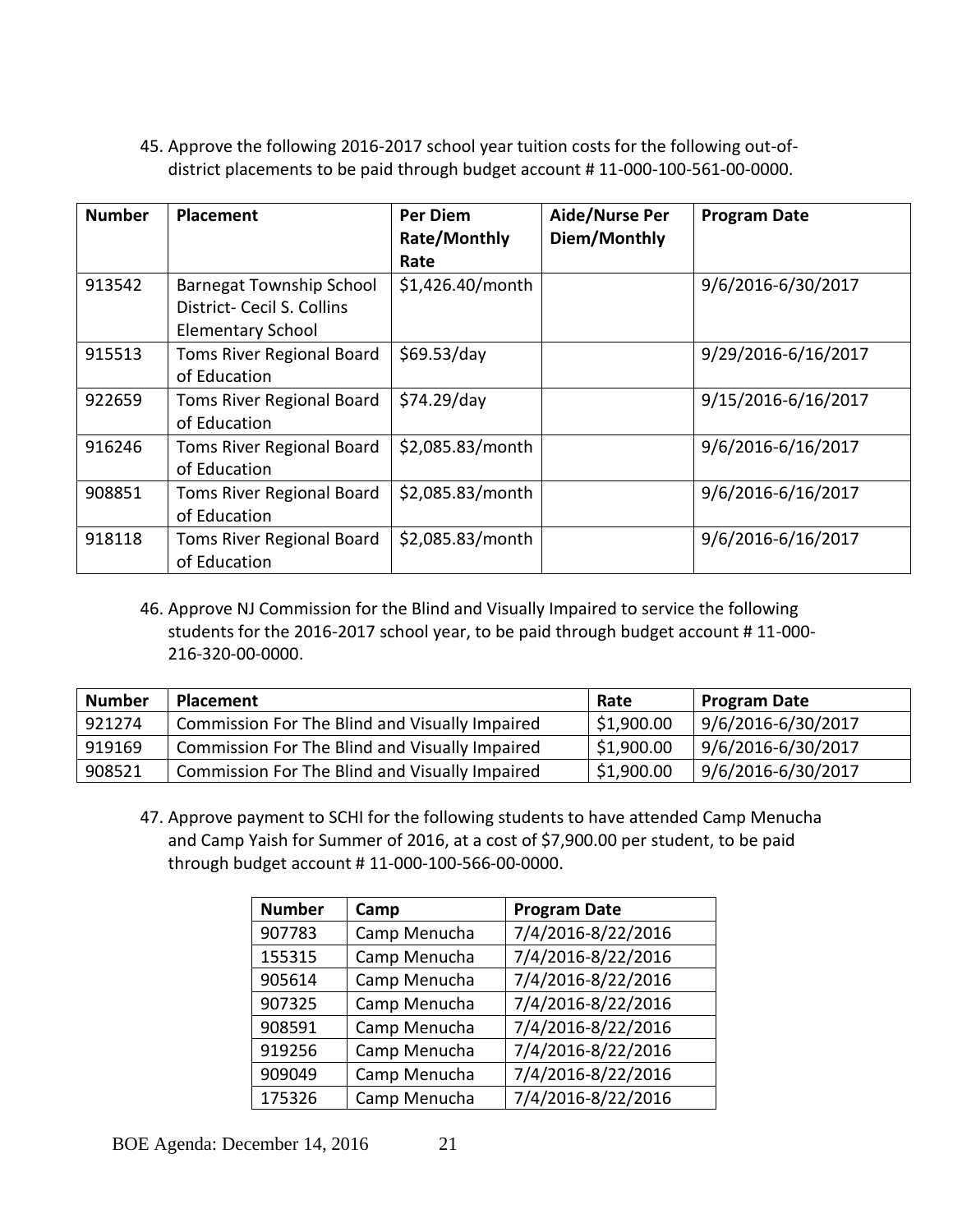45. Approve the following 2016-2017 school year tuition costs for the following out-of-district placements to be paid through budget account # 11-000-100-561-00-0000.

| Number | Placement | Per Diem Rate/Monthly Rate | Aide/Nurse Per Diem/Monthly | Program Date |
|---|---|---|---|---|
| 913542 | Barnegat Township School District- Cecil S. Collins Elementary School | $1,426.40/month | | 9/6/2016-6/30/2017 |
| 915513 | Toms River Regional Board of Education | $69.53/day | | 9/29/2016-6/16/2017 |
| 922659 | Toms River Regional Board of Education | $74.29/day | | 9/15/2016-6/16/2017 |
| 916246 | Toms River Regional Board of Education | $2,085.83/month | | 9/6/2016-6/16/2017 |
| 908851 | Toms River Regional Board of Education | $2,085.83/month | | 9/6/2016-6/16/2017 |
| 918118 | Toms River Regional Board of Education | $2,085.83/month | | 9/6/2016-6/16/2017 |

46. Approve NJ Commission for the Blind and Visually Impaired to service the following students for the 2016-2017 school year, to be paid through budget account # 11-000-216-320-00-0000.

| Number | Placement | Rate | Program Date |
|---|---|---|---|
| 921274 | Commission For The Blind and Visually Impaired | $1,900.00 | 9/6/2016-6/30/2017 |
| 919169 | Commission For The Blind and Visually Impaired | $1,900.00 | 9/6/2016-6/30/2017 |
| 908521 | Commission For The Blind and Visually Impaired | $1,900.00 | 9/6/2016-6/30/2017 |

47. Approve payment to SCHI for the following students to have attended Camp Menucha and Camp Yaish for Summer of 2016, at a cost of $7,900.00 per student, to be paid through budget account # 11-000-100-566-00-0000.

| Number | Camp | Program Date |
|---|---|---|
| 907783 | Camp Menucha | 7/4/2016-8/22/2016 |
| 155315 | Camp Menucha | 7/4/2016-8/22/2016 |
| 905614 | Camp Menucha | 7/4/2016-8/22/2016 |
| 907325 | Camp Menucha | 7/4/2016-8/22/2016 |
| 908591 | Camp Menucha | 7/4/2016-8/22/2016 |
| 919256 | Camp Menucha | 7/4/2016-8/22/2016 |
| 909049 | Camp Menucha | 7/4/2016-8/22/2016 |
| 175326 | Camp Menucha | 7/4/2016-8/22/2016 |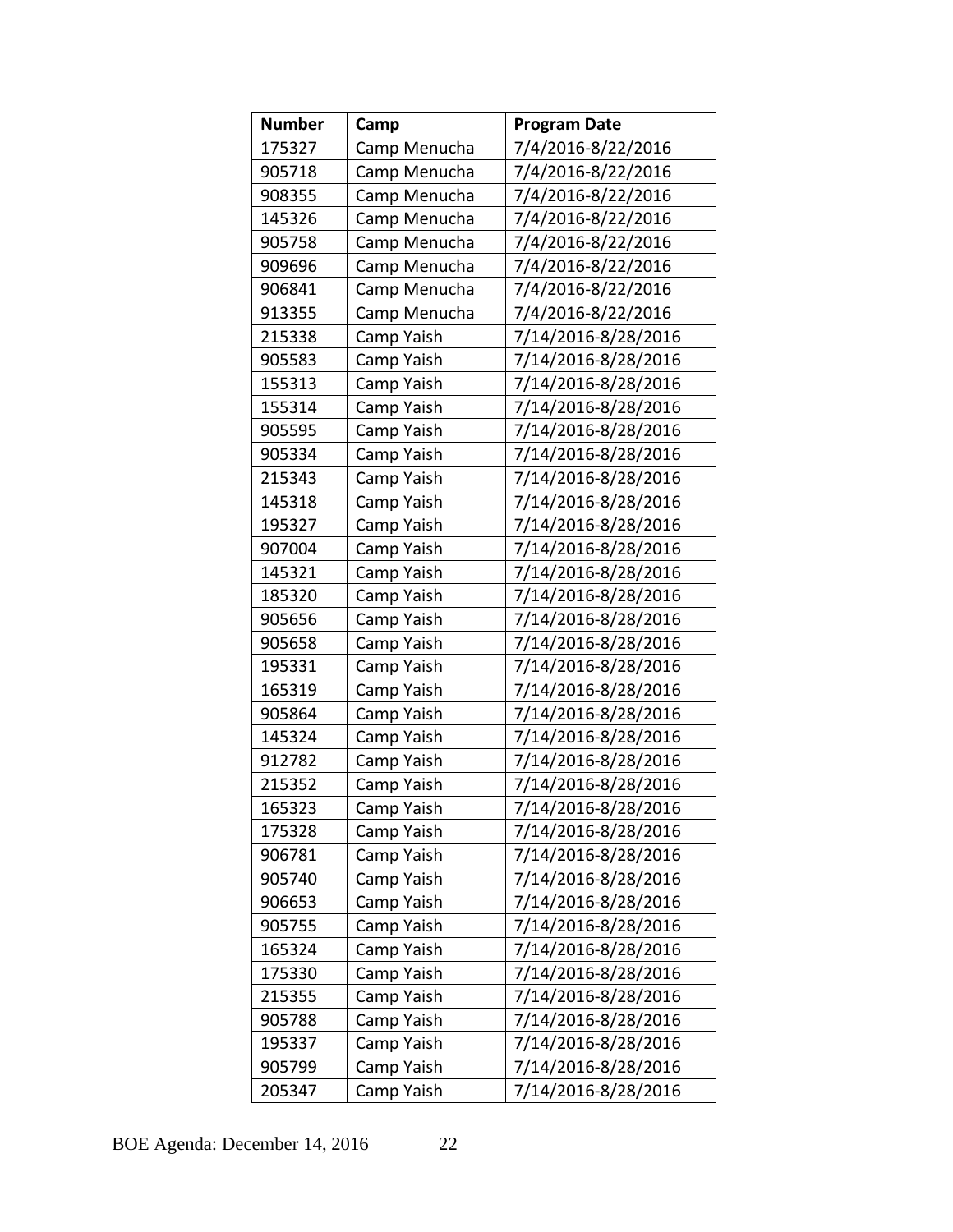| Number | Camp | Program Date |
|---|---|---|
| 175327 | Camp Menucha | 7/4/2016-8/22/2016 |
| 905718 | Camp Menucha | 7/4/2016-8/22/2016 |
| 908355 | Camp Menucha | 7/4/2016-8/22/2016 |
| 145326 | Camp Menucha | 7/4/2016-8/22/2016 |
| 905758 | Camp Menucha | 7/4/2016-8/22/2016 |
| 909696 | Camp Menucha | 7/4/2016-8/22/2016 |
| 906841 | Camp Menucha | 7/4/2016-8/22/2016 |
| 913355 | Camp Menucha | 7/4/2016-8/22/2016 |
| 215338 | Camp Yaish | 7/14/2016-8/28/2016 |
| 905583 | Camp Yaish | 7/14/2016-8/28/2016 |
| 155313 | Camp Yaish | 7/14/2016-8/28/2016 |
| 155314 | Camp Yaish | 7/14/2016-8/28/2016 |
| 905595 | Camp Yaish | 7/14/2016-8/28/2016 |
| 905334 | Camp Yaish | 7/14/2016-8/28/2016 |
| 215343 | Camp Yaish | 7/14/2016-8/28/2016 |
| 145318 | Camp Yaish | 7/14/2016-8/28/2016 |
| 195327 | Camp Yaish | 7/14/2016-8/28/2016 |
| 907004 | Camp Yaish | 7/14/2016-8/28/2016 |
| 145321 | Camp Yaish | 7/14/2016-8/28/2016 |
| 185320 | Camp Yaish | 7/14/2016-8/28/2016 |
| 905656 | Camp Yaish | 7/14/2016-8/28/2016 |
| 905658 | Camp Yaish | 7/14/2016-8/28/2016 |
| 195331 | Camp Yaish | 7/14/2016-8/28/2016 |
| 165319 | Camp Yaish | 7/14/2016-8/28/2016 |
| 905864 | Camp Yaish | 7/14/2016-8/28/2016 |
| 145324 | Camp Yaish | 7/14/2016-8/28/2016 |
| 912782 | Camp Yaish | 7/14/2016-8/28/2016 |
| 215352 | Camp Yaish | 7/14/2016-8/28/2016 |
| 165323 | Camp Yaish | 7/14/2016-8/28/2016 |
| 175328 | Camp Yaish | 7/14/2016-8/28/2016 |
| 906781 | Camp Yaish | 7/14/2016-8/28/2016 |
| 905740 | Camp Yaish | 7/14/2016-8/28/2016 |
| 906653 | Camp Yaish | 7/14/2016-8/28/2016 |
| 905755 | Camp Yaish | 7/14/2016-8/28/2016 |
| 165324 | Camp Yaish | 7/14/2016-8/28/2016 |
| 175330 | Camp Yaish | 7/14/2016-8/28/2016 |
| 215355 | Camp Yaish | 7/14/2016-8/28/2016 |
| 905788 | Camp Yaish | 7/14/2016-8/28/2016 |
| 195337 | Camp Yaish | 7/14/2016-8/28/2016 |
| 905799 | Camp Yaish | 7/14/2016-8/28/2016 |
| 205347 | Camp Yaish | 7/14/2016-8/28/2016 |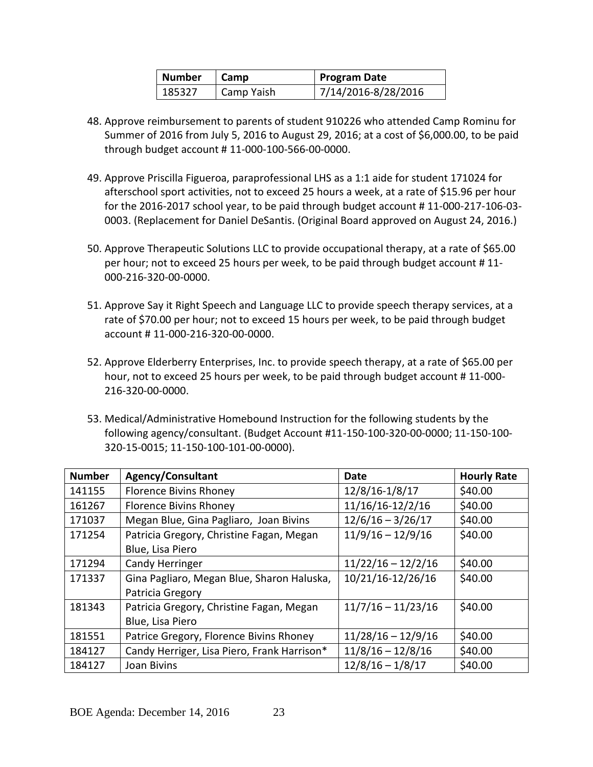| Number | Camp | Program Date |
|---|---|---|
| 185327 | Camp Yaish | 7/14/2016-8/28/2016 |

48. Approve reimbursement to parents of student 910226 who attended Camp Rominu for Summer of 2016 from July 5, 2016 to August 29, 2016; at a cost of $6,000.00, to be paid through budget account # 11-000-100-566-00-0000.

49. Approve Priscilla Figueroa, paraprofessional LHS as a 1:1 aide for student 171024 for afterschool sport activities, not to exceed 25 hours a week, at a rate of $15.96 per hour for the 2016-2017 school year, to be paid through budget account # 11-000-217-106-03-0003. (Replacement for Daniel DeSantis. (Original Board approved on August 24, 2016.)

50. Approve Therapeutic Solutions LLC to provide occupational therapy, at a rate of $65.00 per hour; not to exceed 25 hours per week, to be paid through budget account # 11-000-216-320-00-0000.

51. Approve Say it Right Speech and Language LLC to provide speech therapy services, at a rate of $70.00 per hour; not to exceed 15 hours per week, to be paid through budget account # 11-000-216-320-00-0000.

52. Approve Elderberry Enterprises, Inc. to provide speech therapy, at a rate of $65.00 per hour, not to exceed 25 hours per week, to be paid through budget account # 11-000-216-320-00-0000.

53. Medical/Administrative Homebound Instruction for the following students by the following agency/consultant. (Budget Account #11-150-100-320-00-0000; 11-150-100-320-15-0015; 11-150-100-101-00-0000).

| Number | Agency/Consultant | Date | Hourly Rate |
|---|---|---|---|
| 141155 | Florence Bivins Rhoney | 12/8/16-1/8/17 | $40.00 |
| 161267 | Florence Bivins Rhoney | 11/16/16-12/2/16 | $40.00 |
| 171037 | Megan Blue, Gina Pagliaro, Joan Bivins | 12/6/16 – 3/26/17 | $40.00 |
| 171254 | Patricia Gregory, Christine Fagan, Megan Blue, Lisa Piero | 11/9/16 – 12/9/16 | $40.00 |
| 171294 | Candy Herringer | 11/22/16 – 12/2/16 | $40.00 |
| 171337 | Gina Pagliaro, Megan Blue, Sharon Haluska, Patricia Gregory | 10/21/16-12/26/16 | $40.00 |
| 181343 | Patricia Gregory, Christine Fagan, Megan Blue, Lisa Piero | 11/7/16 – 11/23/16 | $40.00 |
| 181551 | Patrice Gregory, Florence Bivins Rhoney | 11/28/16 – 12/9/16 | $40.00 |
| 184127 | Candy Herriger, Lisa Piero, Frank Harrison* | 11/8/16 – 12/8/16 | $40.00 |
| 184127 | Joan Bivins | 12/8/16 – 1/8/17 | $40.00 |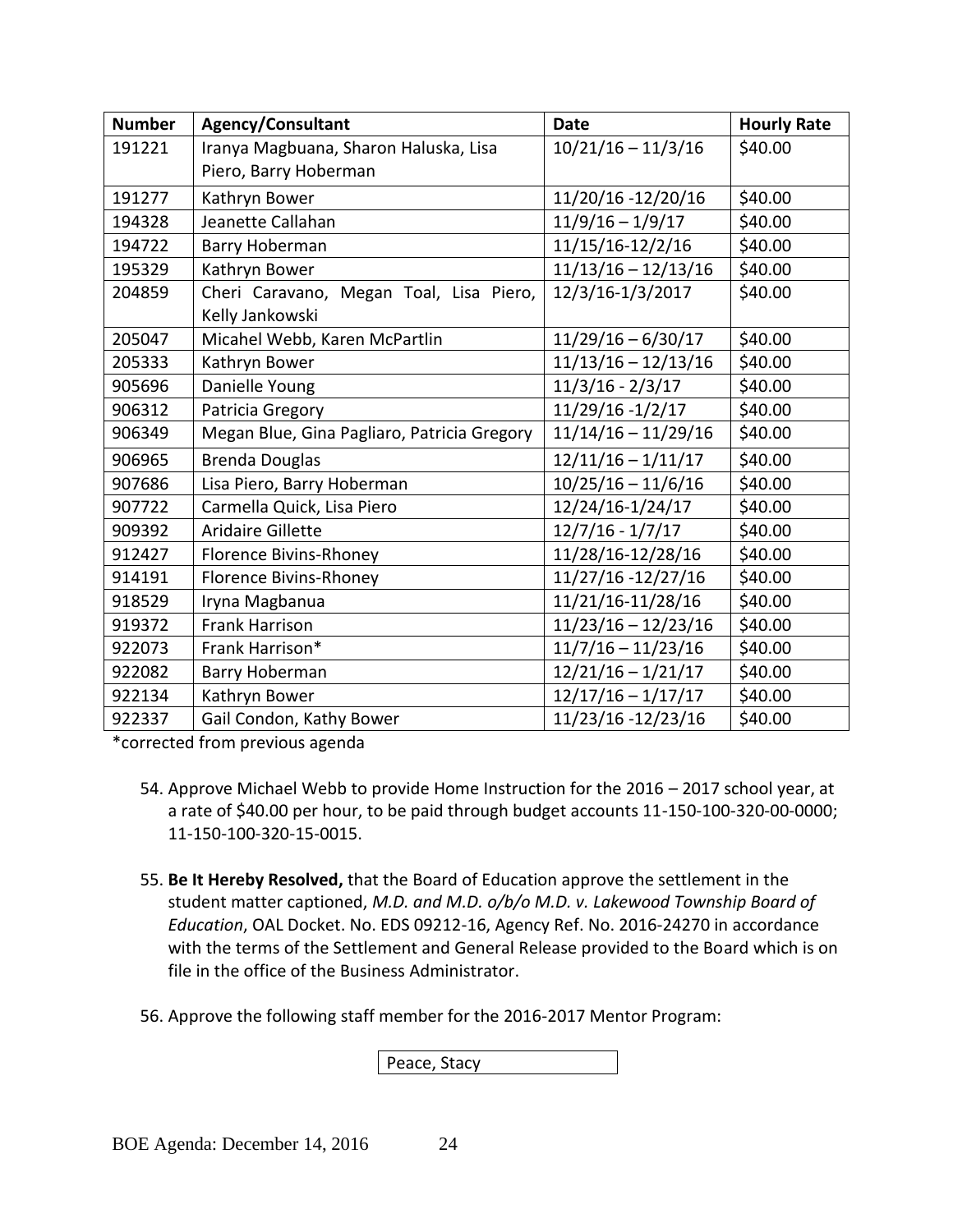| Number | Agency/Consultant | Date | Hourly Rate |
|---|---|---|---|
| 191221 | Iranya Magbuana, Sharon Haluska, Lisa Piero, Barry Hoberman | 10/21/16 – 11/3/16 | $40.00 |
| 191277 | Kathryn Bower | 11/20/16 -12/20/16 | $40.00 |
| 194328 | Jeanette Callahan | 11/9/16 – 1/9/17 | $40.00 |
| 194722 | Barry Hoberman | 11/15/16-12/2/16 | $40.00 |
| 195329 | Kathryn Bower | 11/13/16 – 12/13/16 | $40.00 |
| 204859 | Cheri Caravano, Megan Toal, Lisa Piero, Kelly Jankowski | 12/3/16-1/3/2017 | $40.00 |
| 205047 | Micahel Webb, Karen McPartlin | 11/29/16 – 6/30/17 | $40.00 |
| 205333 | Kathryn Bower | 11/13/16 – 12/13/16 | $40.00 |
| 905696 | Danielle Young | 11/3/16 - 2/3/17 | $40.00 |
| 906312 | Patricia Gregory | 11/29/16 -1/2/17 | $40.00 |
| 906349 | Megan Blue, Gina Pagliaro, Patricia Gregory | 11/14/16 – 11/29/16 | $40.00 |
| 906965 | Brenda Douglas | 12/11/16 – 1/11/17 | $40.00 |
| 907686 | Lisa Piero, Barry Hoberman | 10/25/16 – 11/6/16 | $40.00 |
| 907722 | Carmella Quick, Lisa Piero | 12/24/16-1/24/17 | $40.00 |
| 909392 | Aridaire Gillette | 12/7/16 - 1/7/17 | $40.00 |
| 912427 | Florence Bivins-Rhoney | 11/28/16-12/28/16 | $40.00 |
| 914191 | Florence Bivins-Rhoney | 11/27/16 -12/27/16 | $40.00 |
| 918529 | Iryna Magbanua | 11/21/16-11/28/16 | $40.00 |
| 919372 | Frank Harrison | 11/23/16 – 12/23/16 | $40.00 |
| 922073 | Frank Harrison* | 11/7/16 – 11/23/16 | $40.00 |
| 922082 | Barry Hoberman | 12/21/16 – 1/21/17 | $40.00 |
| 922134 | Kathryn Bower | 12/17/16 – 1/17/17 | $40.00 |
| 922337 | Gail Condon, Kathy Bower | 11/23/16 -12/23/16 | $40.00 |

*corrected from previous agenda

54. Approve Michael Webb to provide Home Instruction for the 2016 – 2017 school year, at a rate of $40.00 per hour, to be paid through budget accounts 11-150-100-320-00-0000; 11-150-100-320-15-0015.

55. **Be It Hereby Resolved,** that the Board of Education approve the settlement in the student matter captioned, *M.D. and M.D. o/b/o M.D. v. Lakewood Township Board of Education*, OAL Docket. No. EDS 09212-16, Agency Ref. No. 2016-24270 in accordance with the terms of the Settlement and General Release provided to the Board which is on file in the office of the Business Administrator.

56. Approve the following staff member for the 2016-2017 Mentor Program:

| Peace, Stacy |
|---|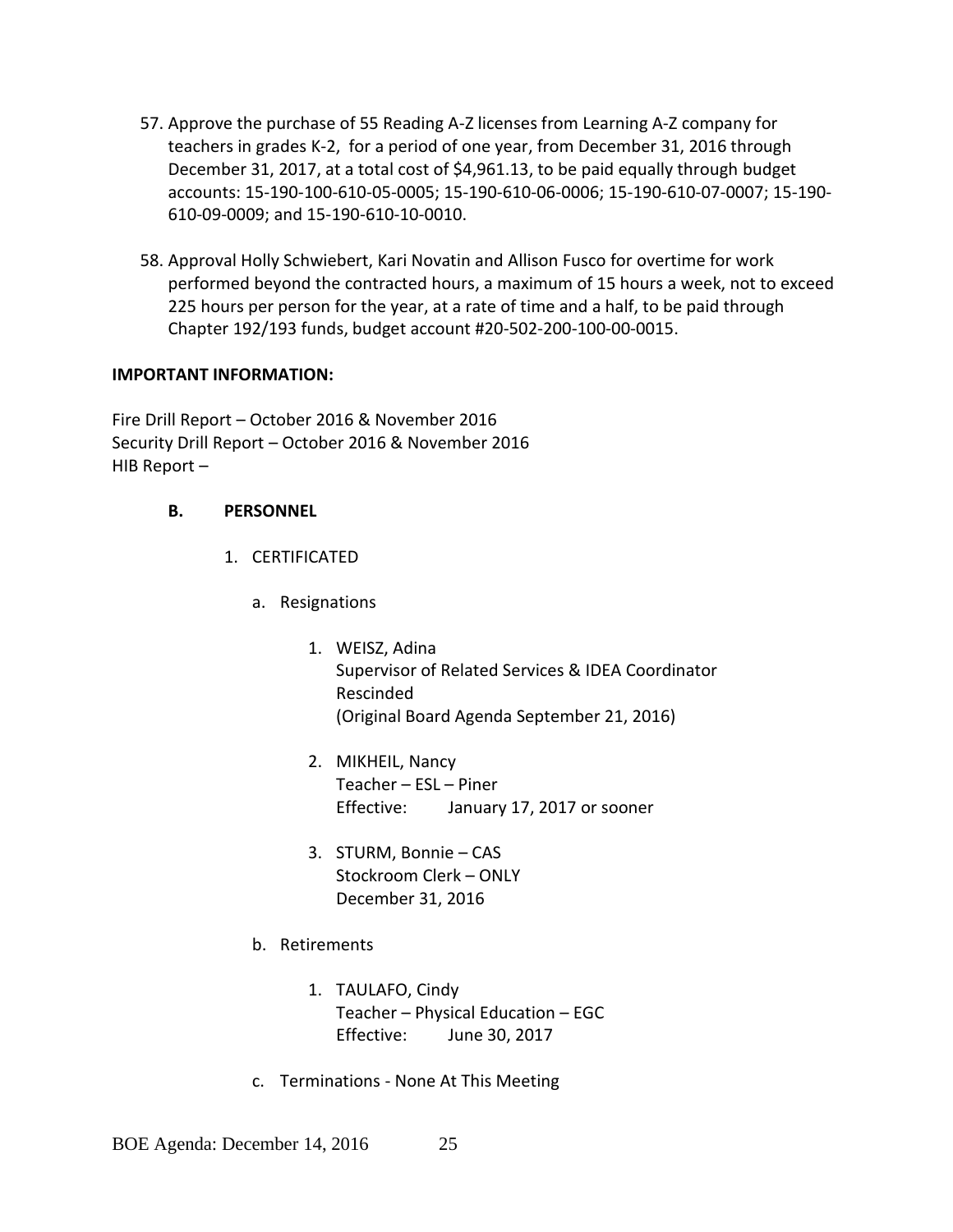57. Approve the purchase of 55 Reading A-Z licenses from Learning A-Z company for teachers in grades K-2, for a period of one year, from December 31, 2016 through December 31, 2017, at a total cost of $4,961.13, to be paid equally through budget accounts: 15-190-100-610-05-0005; 15-190-610-06-0006; 15-190-610-07-0007; 15-190-610-09-0009; and 15-190-610-10-0010.

58. Approval Holly Schwiebert, Kari Novatin and Allison Fusco for overtime for work performed beyond the contracted hours, a maximum of 15 hours a week, not to exceed 225 hours per person for the year, at a rate of time and a half, to be paid through Chapter 192/193 funds, budget account #20-502-200-100-00-0015.

**IMPORTANT INFORMATION:**

Fire Drill Report – October 2016 & November 2016
Security Drill Report – October 2016 & November 2016
HIB Report –

**B. PERSONNEL**

1. CERTIFICATED

   a. Resignations

      1. WEISZ, Adina
         Supervisor of Related Services & IDEA Coordinator
         Rescinded
         (Original Board Agenda September 21, 2016)

      2. MIKHEIL, Nancy
         Teacher – ESL – Piner
         Effective: January 17, 2017 or sooner

      3. STURM, Bonnie – CAS
         Stockroom Clerk – ONLY
         December 31, 2016

   b. Retirements

      1. TAULAFO, Cindy
         Teacher – Physical Education – EGC
         Effective: June 30, 2017

   c. Terminations - None At This Meeting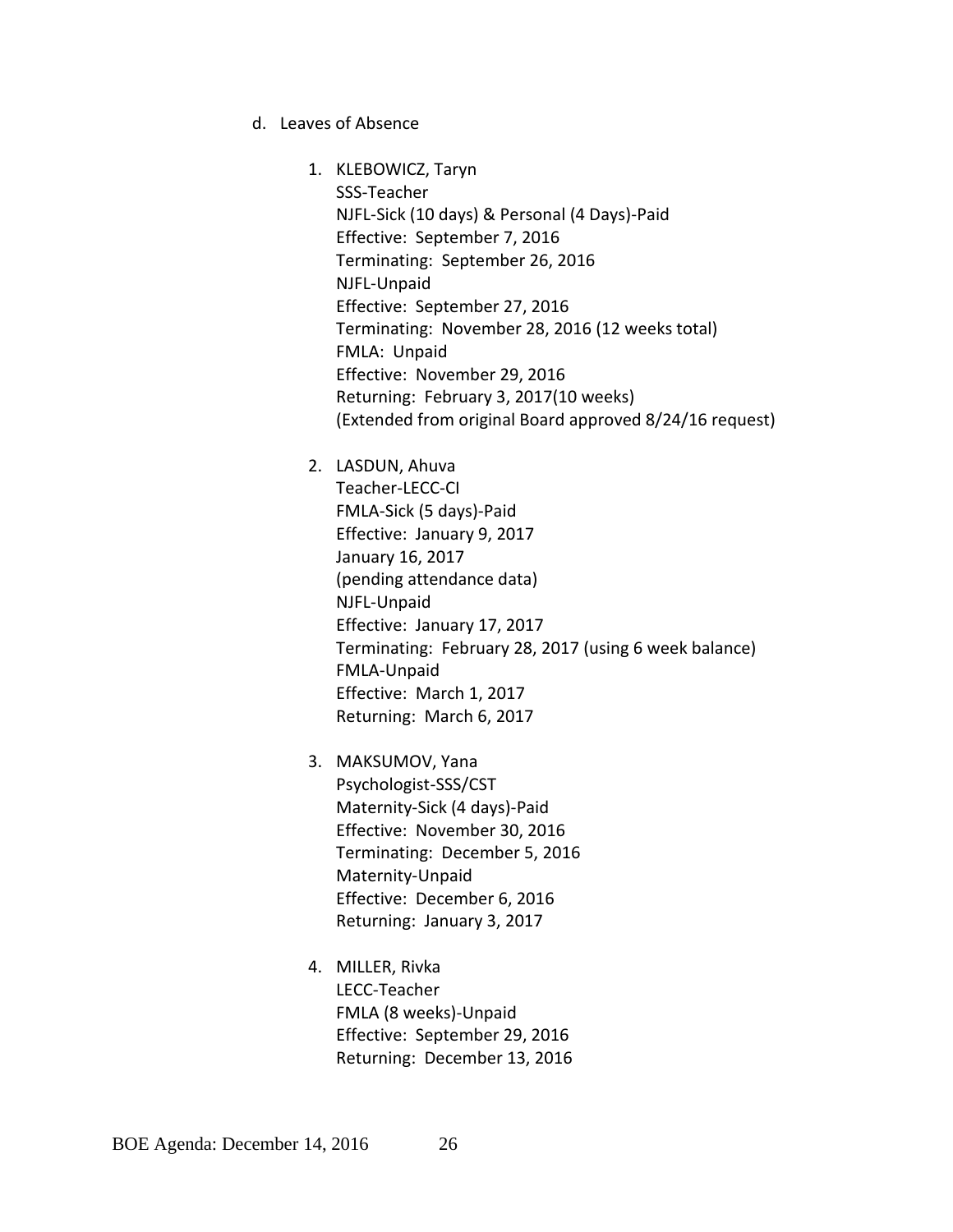d. Leaves of Absence

1. KLEBOWICZ, Taryn
   SSS-Teacher
   NJFL-Sick (10 days) & Personal (4 Days)-Paid
   Effective: September 7, 2016
   Terminating: September 26, 2016
   NJFL-Unpaid
   Effective: September 27, 2016
   Terminating: November 28, 2016 (12 weeks total)
   FMLA: Unpaid
   Effective: November 29, 2016
   Returning: February 3, 2017(10 weeks)
   (Extended from original Board approved 8/24/16 request)

2. LASDUN, Ahuva
   Teacher-LECC-CI
   FMLA-Sick (5 days)-Paid
   Effective: January 9, 2017
   January 16, 2017
   (pending attendance data)
   NJFL-Unpaid
   Effective: January 17, 2017
   Terminating: February 28, 2017 (using 6 week balance)
   FMLA-Unpaid
   Effective: March 1, 2017
   Returning: March 6, 2017

3. MAKSUMOV, Yana
   Psychologist-SSS/CST
   Maternity-Sick (4 days)-Paid
   Effective: November 30, 2016
   Terminating: December 5, 2016
   Maternity-Unpaid
   Effective: December 6, 2016
   Returning: January 3, 2017

4. MILLER, Rivka
   LECC-Teacher
   FMLA (8 weeks)-Unpaid
   Effective: September 29, 2016
   Returning: December 13, 2016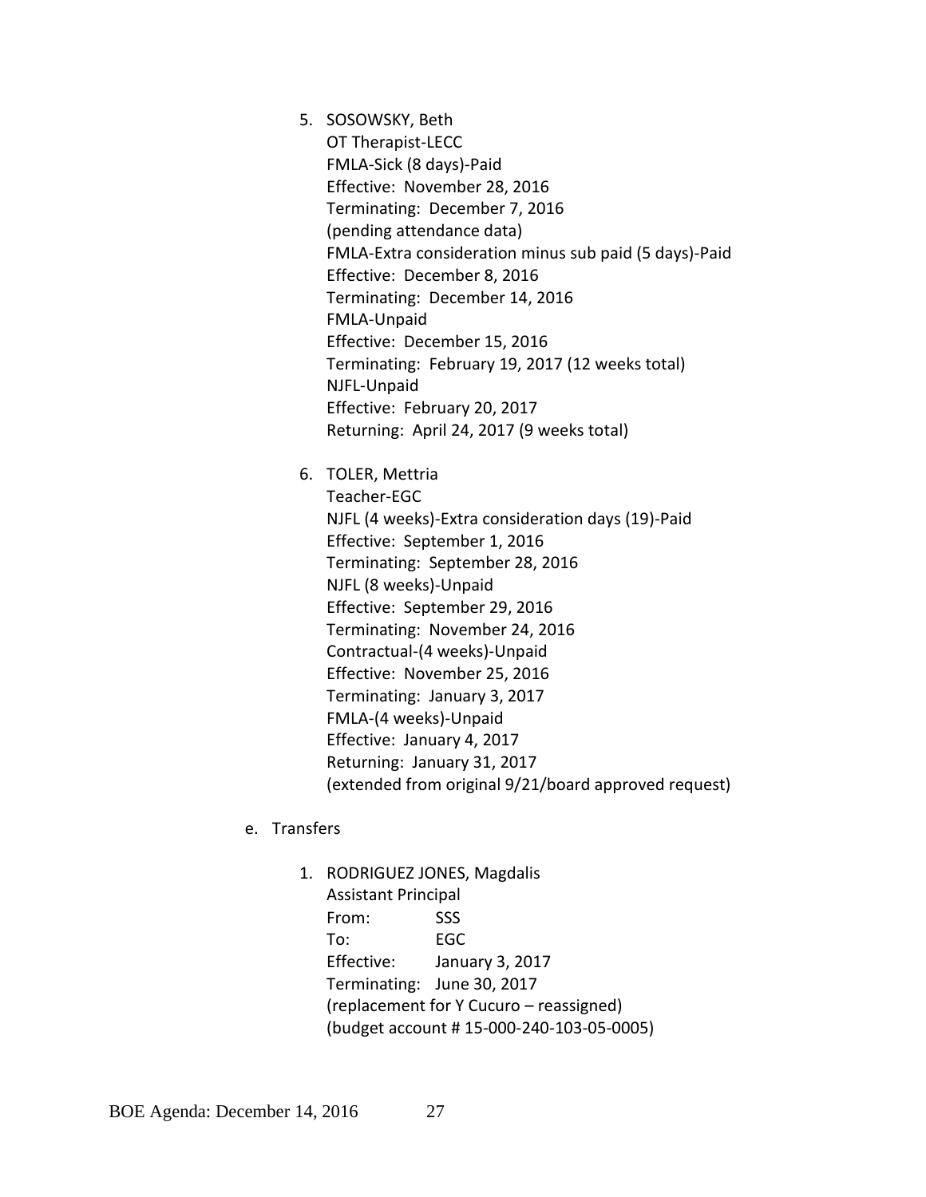5. SOSOWSKY, Beth
   OT Therapist-LECC
   FMLA-Sick (8 days)-Paid
   Effective: November 28, 2016
   Terminating: December 7, 2016
   (pending attendance data)
   FMLA-Extra consideration minus sub paid (5 days)-Paid
   Effective: December 8, 2016
   Terminating: December 14, 2016
   FMLA-Unpaid
   Effective: December 15, 2016
   Terminating: February 19, 2017 (12 weeks total)
   NJFL-Unpaid
   Effective: February 20, 2017
   Returning: April 24, 2017 (9 weeks total)

6. TOLER, Mettria
   Teacher-EGC
   NJFL (4 weeks)-Extra consideration days (19)-Paid
   Effective: September 1, 2016
   Terminating: September 28, 2016
   NJFL (8 weeks)-Unpaid
   Effective: September 29, 2016
   Terminating: November 24, 2016
   Contractual-(4 weeks)-Unpaid
   Effective: November 25, 2016
   Terminating: January 3, 2017
   FMLA-(4 weeks)-Unpaid
   Effective: January 4, 2017
   Returning: January 31, 2017
   (extended from original 9/21/board approved request)

e. Transfers

1. RODRIGUEZ JONES, Magdalis
   Assistant Principal
   From: SSS
   To: EGC
   Effective: January 3, 2017
   Terminating: June 30, 2017
   (replacement for Y Cucuro – reassigned)
   (budget account # 15-000-240-103-05-0005)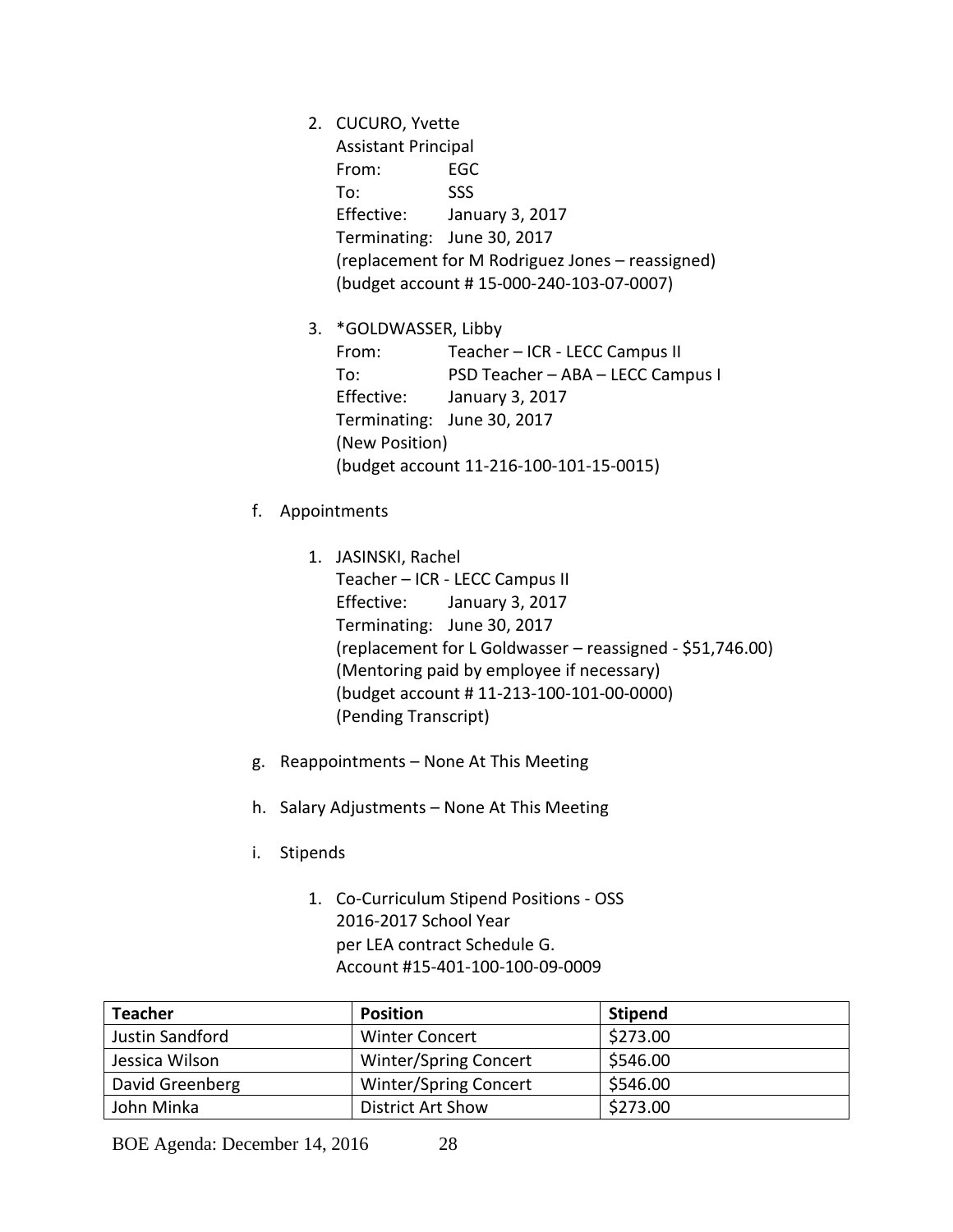2. CUCURO, Yvette
   Assistant Principal
   From: EGC
   To: SSS
   Effective: January 3, 2017
   Terminating: June 30, 2017
   (replacement for M Rodriguez Jones – reassigned)
   (budget account # 15-000-240-103-07-0007)

3. *GOLDWASSER, Libby
   From: Teacher – ICR - LECC Campus II
   To: PSD Teacher – ABA – LECC Campus I
   Effective: January 3, 2017
   Terminating: June 30, 2017
   (New Position)
   (budget account 11-216-100-101-15-0015)

f. Appointments

1. JASINSKI, Rachel
   Teacher – ICR - LECC Campus II
   Effective: January 3, 2017
   Terminating: June 30, 2017
   (replacement for L Goldwasser – reassigned - $51,746.00)
   (Mentoring paid by employee if necessary)
   (budget account # 11-213-100-101-00-0000)
   (Pending Transcript)

g. Reappointments – None At This Meeting

h. Salary Adjustments – None At This Meeting

i. Stipends

1. Co-Curriculum Stipend Positions - OSS
   2016-2017 School Year
   per LEA contract Schedule G.
   Account #15-401-100-100-09-0009

| Teacher | Position | Stipend |
|---|---|---|
| Justin Sandford | Winter Concert | $273.00 |
| Jessica Wilson | Winter/Spring Concert | $546.00 |
| David Greenberg | Winter/Spring Concert | $546.00 |
| John Minka | District Art Show | $273.00 |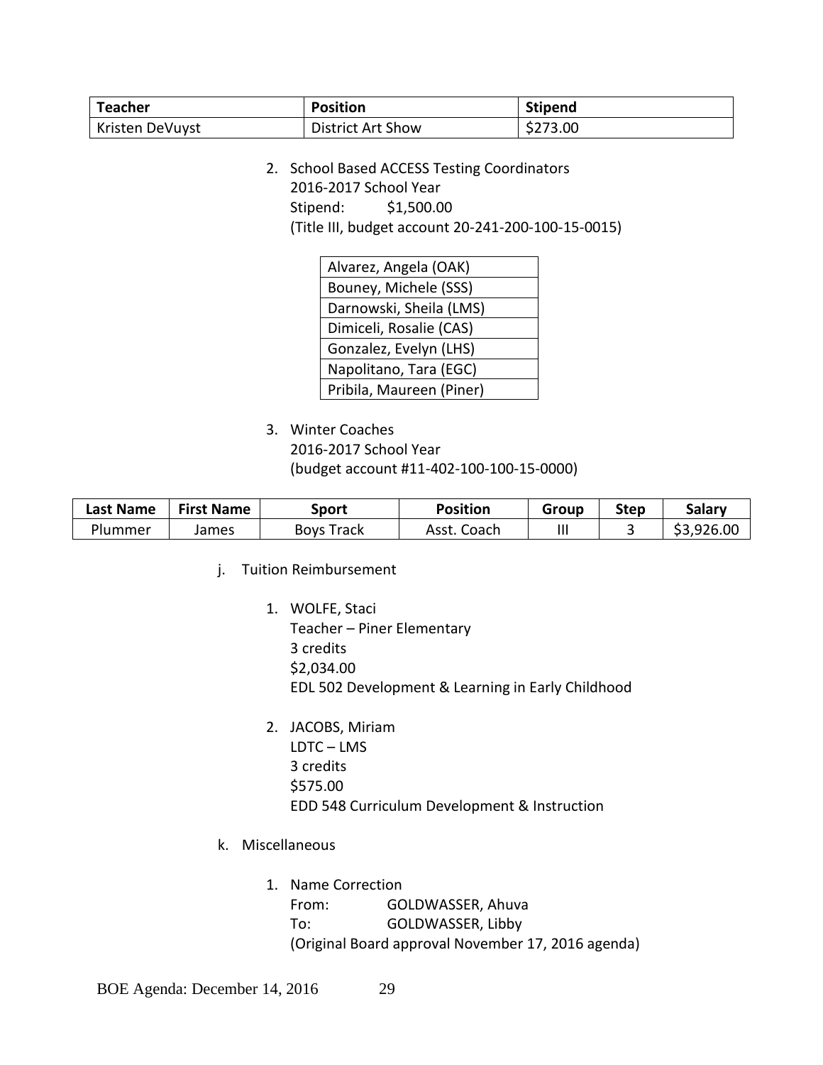| Teacher | Position | Stipend |
|---|---|---|
| Kristen DeVuyst | District Art Show | $273.00 |

2. School Based ACCESS Testing Coordinators
   2016-2017 School Year
   Stipend: $1,500.00
   (Title III, budget account 20-241-200-100-15-0015)

| Alvarez, Angela (OAK) |
|---|
| Bouney, Michele (SSS) |
| Darnowski, Sheila (LMS) |
| Dimiceli, Rosalie (CAS) |
| Gonzalez, Evelyn (LHS) |
| Napolitano, Tara (EGC) |
| Pribila, Maureen (Piner) |

3. Winter Coaches
   2016-2017 School Year
   (budget account #11-402-100-100-15-0000)

| Last Name | First Name | Sport | Position | Group | Step | Salary |
|---|---|---|---|---|---|---|
| Plummer | James | Boys Track | Asst. Coach | III | 3 | $3,926.00 |

j. Tuition Reimbursement

1. WOLFE, Staci
   Teacher – Piner Elementary
   3 credits
   $2,034.00
   EDL 502 Development & Learning in Early Childhood

2. JACOBS, Miriam
   LDTC – LMS
   3 credits
   $575.00
   EDD 548 Curriculum Development & Instruction

k. Miscellaneous

1. Name Correction
   From: GOLDWASSER, Ahuva
   To: GOLDWASSER, Libby
   (Original Board approval November 17, 2016 agenda)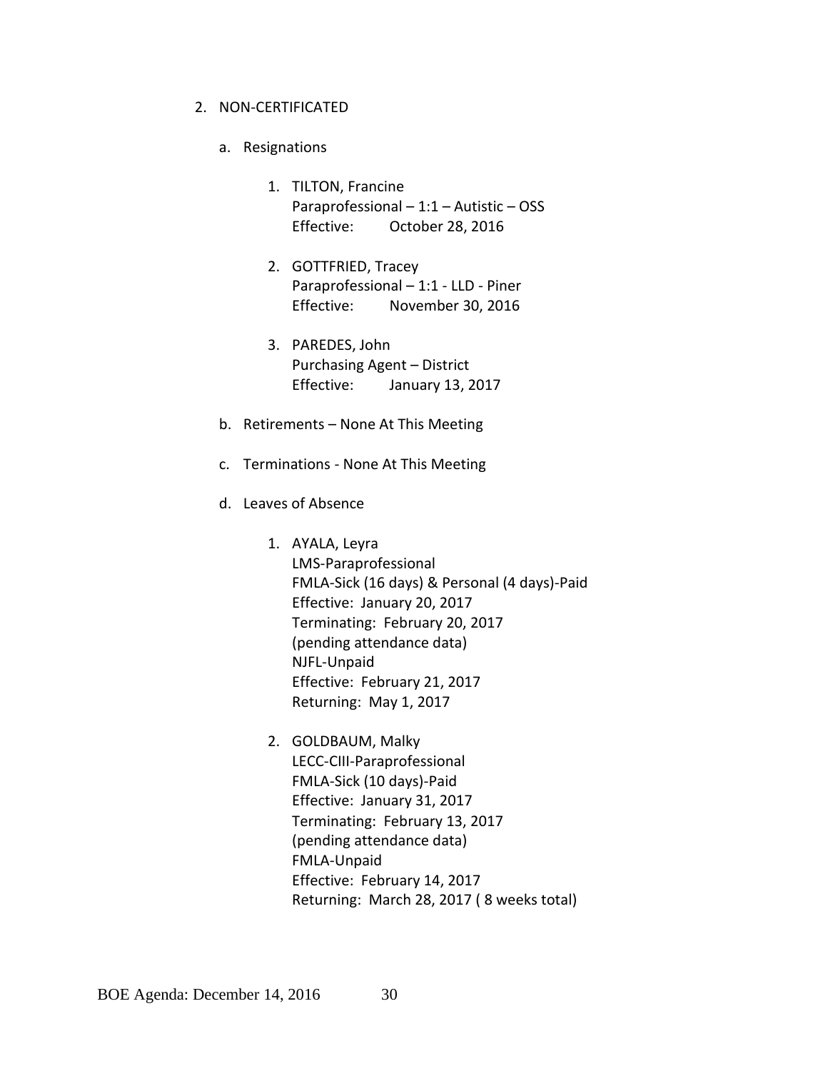2. NON-CERTIFICATED

   a. Resignations

      1. TILTON, Francine
         Paraprofessional – 1:1 – Autistic – OSS
         Effective: October 28, 2016

      2. GOTTFRIED, Tracey
         Paraprofessional – 1:1 - LLD - Piner
         Effective: November 30, 2016

      3. PAREDES, John
         Purchasing Agent – District
         Effective: January 13, 2017

   b. Retirements – None At This Meeting

   c. Terminations - None At This Meeting

   d. Leaves of Absence

      1. AYALA, Leyra
         LMS-Paraprofessional
         FMLA-Sick (16 days) & Personal (4 days)-Paid
         Effective: January 20, 2017
         Terminating: February 20, 2017
         (pending attendance data)
         NJFL-Unpaid
         Effective: February 21, 2017
         Returning: May 1, 2017

      2. GOLDBAUM, Malky
         LECC-CIII-Paraprofessional
         FMLA-Sick (10 days)-Paid
         Effective: January 31, 2017
         Terminating: February 13, 2017
         (pending attendance data)
         FMLA-Unpaid
         Effective: February 14, 2017
         Returning: March 28, 2017 ( 8 weeks total)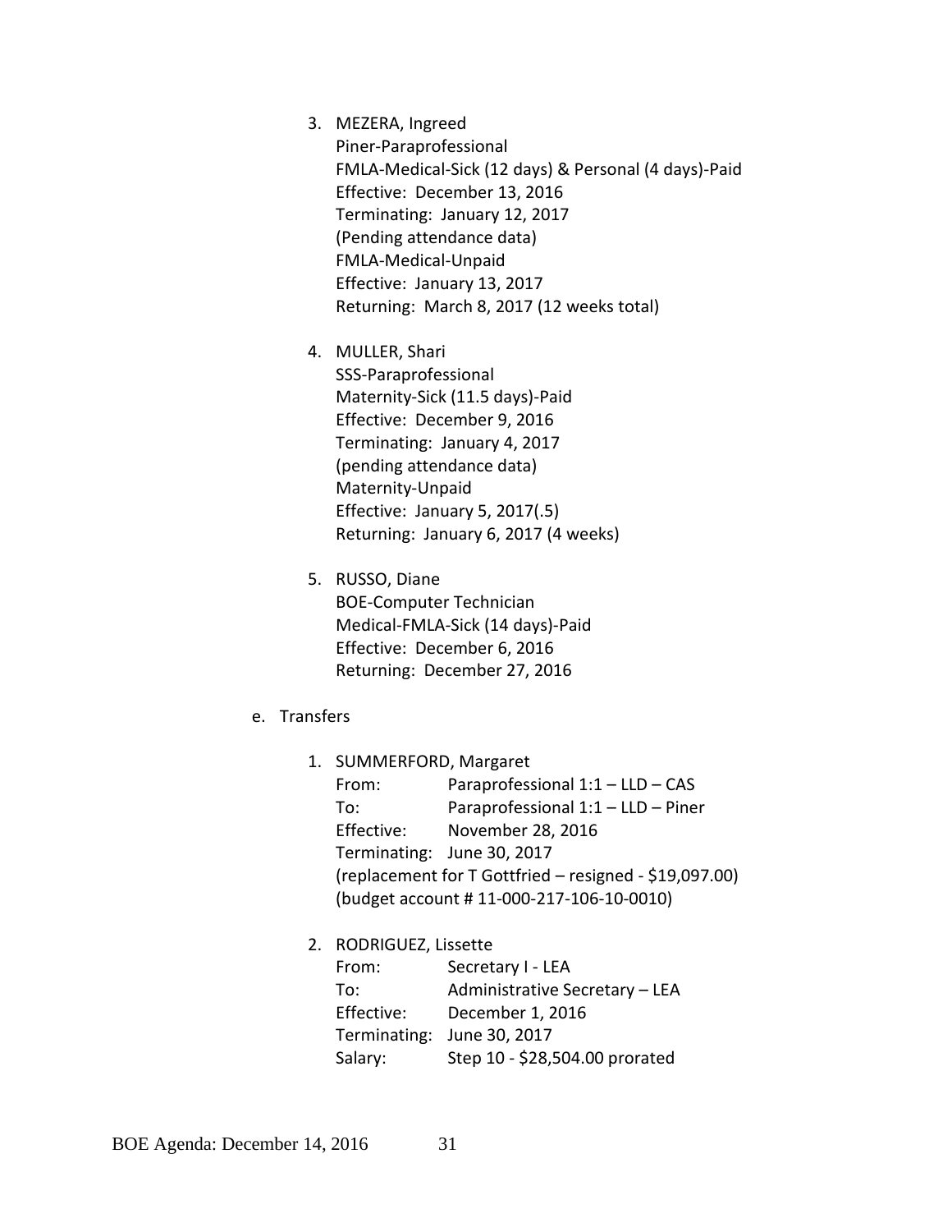3. MEZERA, Ingreed
   Piner-Paraprofessional
   FMLA-Medical-Sick (12 days) & Personal (4 days)-Paid
   Effective: December 13, 2016
   Terminating: January 12, 2017
   (Pending attendance data)
   FMLA-Medical-Unpaid
   Effective: January 13, 2017
   Returning: March 8, 2017 (12 weeks total)

4. MULLER, Shari
   SSS-Paraprofessional
   Maternity-Sick (11.5 days)-Paid
   Effective: December 9, 2016
   Terminating: January 4, 2017
   (pending attendance data)
   Maternity-Unpaid
   Effective: January 5, 2017(.5)
   Returning: January 6, 2017 (4 weeks)

5. RUSSO, Diane
   BOE-Computer Technician
   Medical-FMLA-Sick (14 days)-Paid
   Effective: December 6, 2016
   Returning: December 27, 2016

e. Transfers

1. SUMMERFORD, Margaret
   From: Paraprofessional 1:1 – LLD – CAS
   To: Paraprofessional 1:1 – LLD – Piner
   Effective: November 28, 2016
   Terminating: June 30, 2017
   (replacement for T Gottfried – resigned - $19,097.00)
   (budget account # 11-000-217-106-10-0010)

2. RODRIGUEZ, Lissette
   From: Secretary I - LEA
   To: Administrative Secretary – LEA
   Effective: December 1, 2016
   Terminating: June 30, 2017
   Salary: Step 10 - $28,504.00 prorated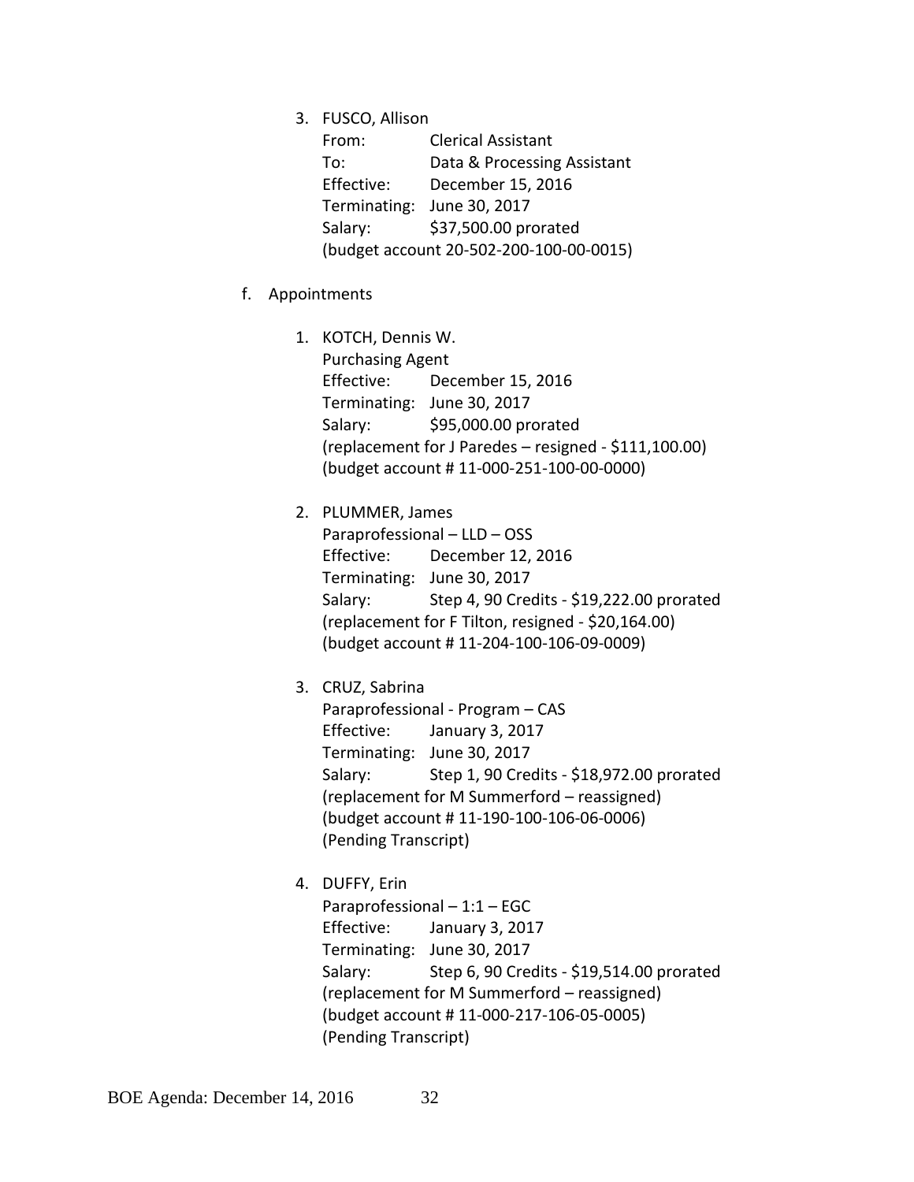3. FUSCO, Allison
   From: Clerical Assistant
   To: Data & Processing Assistant
   Effective: December 15, 2016
   Terminating: June 30, 2017
   Salary: $37,500.00 prorated
   (budget account 20-502-200-100-00-0015)

f. Appointments

1. KOTCH, Dennis W.
   Purchasing Agent
   Effective: December 15, 2016
   Terminating: June 30, 2017
   Salary: $95,000.00 prorated
   (replacement for J Paredes – resigned - $111,100.00)
   (budget account # 11-000-251-100-00-0000)

2. PLUMMER, James
   Paraprofessional – LLD – OSS
   Effective: December 12, 2016
   Terminating: June 30, 2017
   Salary: Step 4, 90 Credits - $19,222.00 prorated
   (replacement for F Tilton, resigned - $20,164.00)
   (budget account # 11-204-100-106-09-0009)

3. CRUZ, Sabrina
   Paraprofessional - Program – CAS
   Effective: January 3, 2017
   Terminating: June 30, 2017
   Salary: Step 1, 90 Credits - $18,972.00 prorated
   (replacement for M Summerford – reassigned)
   (budget account # 11-190-100-106-06-0006)
   (Pending Transcript)

4. DUFFY, Erin
   Paraprofessional – 1:1 – EGC
   Effective: January 3, 2017
   Terminating: June 30, 2017
   Salary: Step 6, 90 Credits - $19,514.00 prorated
   (replacement for M Summerford – reassigned)
   (budget account # 11-000-217-106-05-0005)
   (Pending Transcript)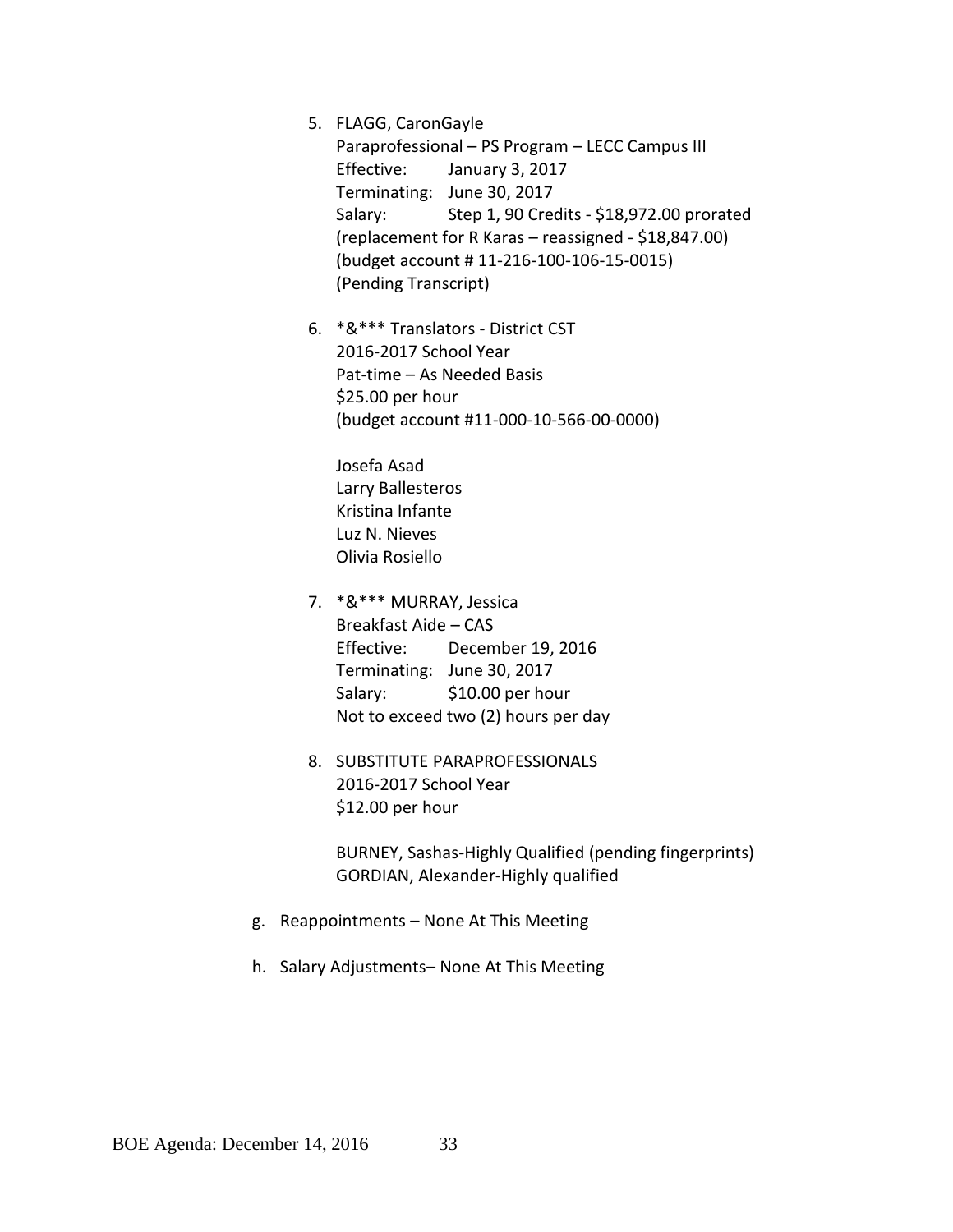5. FLAGG, CaronGayle
   Paraprofessional – PS Program – LECC Campus III
   Effective: January 3, 2017
   Terminating: June 30, 2017
   Salary: Step 1, 90 Credits - $18,972.00 prorated
   (replacement for R Karas – reassigned - $18,847.00)
   (budget account # 11-216-100-106-15-0015)
   (Pending Transcript)

6. *&*** Translators - District CST
   2016-2017 School Year
   Pat-time – As Needed Basis
   $25.00 per hour
   (budget account #11-000-10-566-00-0000)

   Josefa Asad
   Larry Ballesteros
   Kristina Infante
   Luz N. Nieves
   Olivia Rosiello

7. *&*** MURRAY, Jessica
   Breakfast Aide – CAS
   Effective: December 19, 2016
   Terminating: June 30, 2017
   Salary: $10.00 per hour
   Not to exceed two (2) hours per day

8. SUBSTITUTE PARAPROFESSIONALS
   2016-2017 School Year
   $12.00 per hour

   BURNEY, Sashas-Highly Qualified (pending fingerprints)
   GORDIAN, Alexander-Highly qualified

g. Reappointments – None At This Meeting

h. Salary Adjustments– None At This Meeting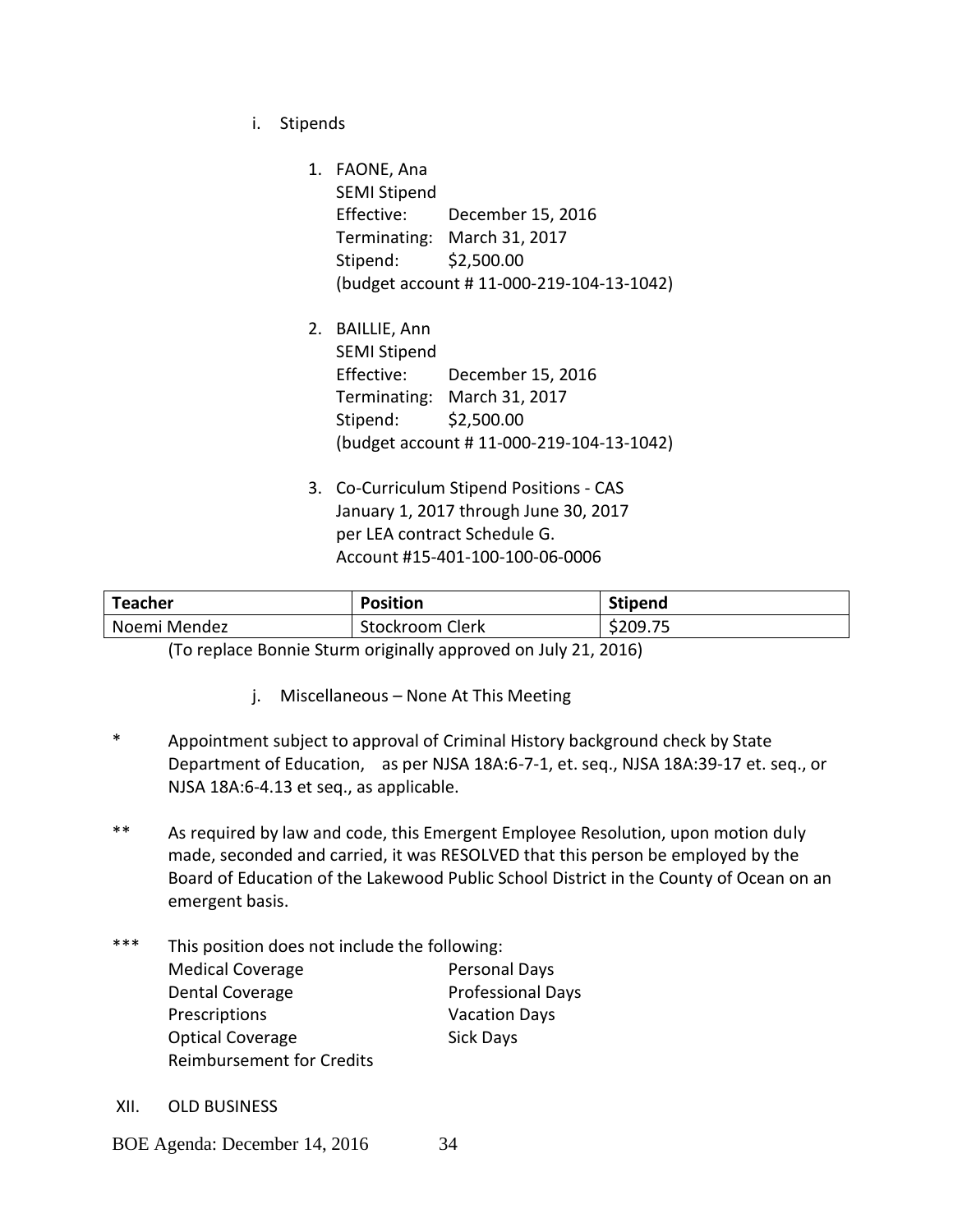i. Stipends

1. FAONE, Ana
   SEMI Stipend
   Effective: December 15, 2016
   Terminating: March 31, 2017
   Stipend: $2,500.00
   (budget account # 11-000-219-104-13-1042)

2. BAILLIE, Ann
   SEMI Stipend
   Effective: December 15, 2016
   Terminating: March 31, 2017
   Stipend: $2,500.00
   (budget account # 11-000-219-104-13-1042)

3. Co-Curriculum Stipend Positions - CAS
   January 1, 2017 through June 30, 2017
   per LEA contract Schedule G.
   Account #15-401-100-100-06-0006

| Teacher | Position | Stipend |
|---|---|---|
| Noemi Mendez | Stockroom Clerk | $209.75 |

(To replace Bonnie Sturm originally approved on July 21, 2016)

j. Miscellaneous – None At This Meeting

\* Appointment subject to approval of Criminal History background check by State Department of Education, as per NJSA 18A:6-7-1, et. seq., NJSA 18A:39-17 et. seq., or NJSA 18A:6-4.13 et seq., as applicable.

\*\* As required by law and code, this Emergent Employee Resolution, upon motion duly made, seconded and carried, it was RESOLVED that this person be employed by the Board of Education of the Lakewood Public School District in the County of Ocean on an emergent basis.

\*\*\* This position does not include the following:

| | |
|---|---|
| Medical Coverage | Personal Days |
| Dental Coverage | Professional Days |
| Prescriptions | Vacation Days |
| Optical Coverage | Sick Days |
| Reimbursement for Credits | |

XII. OLD BUSINESS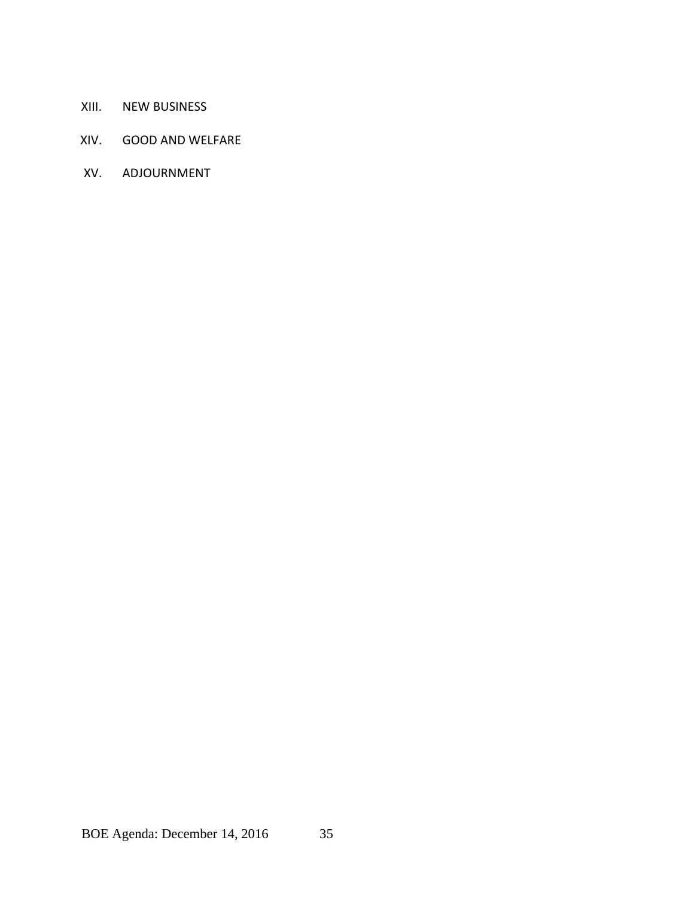XIII. NEW BUSINESS

XIV. GOOD AND WELFARE

XV. ADJOURNMENT